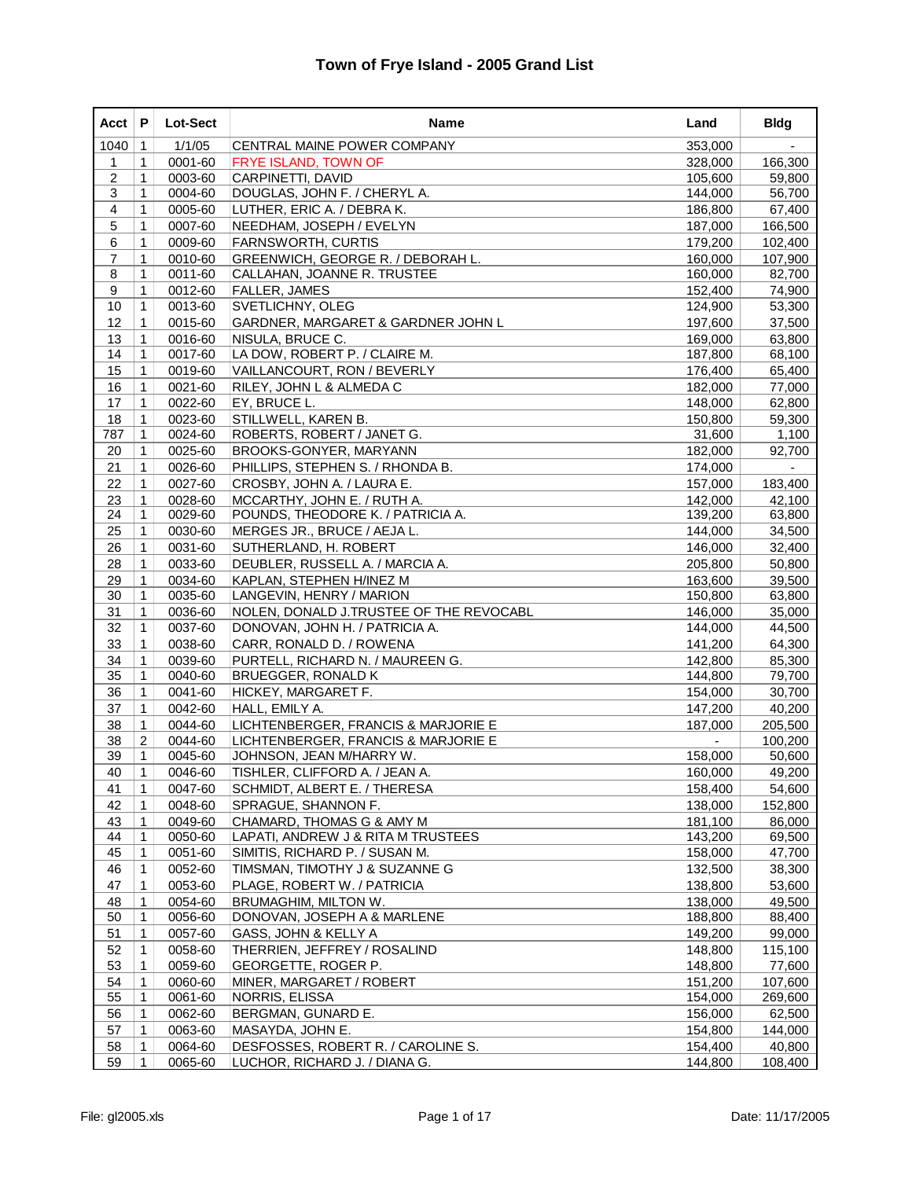# Town of Frye Island - 2005 Grand List

| Acct | P | Lot-Sect | Name | Land | Bldg |
|---|---|---|---|---|---|
| 1040 | 1 | 1/1/05 | CENTRAL MAINE POWER COMPANY | 353,000 | - |
| 1 | 1 | 0001-60 | FRYE ISLAND, TOWN OF | 328,000 | 166,300 |
| 2 | 1 | 0003-60 | CARPINETTI, DAVID | 105,600 | 59,800 |
| 3 | 1 | 0004-60 | DOUGLAS, JOHN F. / CHERYL A. | 144,000 | 56,700 |
| 4 | 1 | 0005-60 | LUTHER, ERIC A. / DEBRA K. | 186,800 | 67,400 |
| 5 | 1 | 0007-60 | NEEDHAM, JOSEPH / EVELYN | 187,000 | 166,500 |
| 6 | 1 | 0009-60 | FARNSWORTH, CURTIS | 179,200 | 102,400 |
| 7 | 1 | 0010-60 | GREENWICH, GEORGE R. / DEBORAH L. | 160,000 | 107,900 |
| 8 | 1 | 0011-60 | CALLAHAN, JOANNE R. TRUSTEE | 160,000 | 82,700 |
| 9 | 1 | 0012-60 | FALLER, JAMES | 152,400 | 74,900 |
| 10 | 1 | 0013-60 | SVETLICHNY, OLEG | 124,900 | 53,300 |
| 12 | 1 | 0015-60 | GARDNER, MARGARET & GARDNER JOHN L | 197,600 | 37,500 |
| 13 | 1 | 0016-60 | NISULA, BRUCE C. | 169,000 | 63,800 |
| 14 | 1 | 0017-60 | LA DOW, ROBERT P. / CLAIRE M. | 187,800 | 68,100 |
| 15 | 1 | 0019-60 | VAILLANCOURT, RON / BEVERLY | 176,400 | 65,400 |
| 16 | 1 | 0021-60 | RILEY, JOHN L & ALMEDA C | 182,000 | 77,000 |
| 17 | 1 | 0022-60 | EY, BRUCE L. | 148,000 | 62,800 |
| 18 | 1 | 0023-60 | STILLWELL, KAREN B. | 150,800 | 59,300 |
| 787 | 1 | 0024-60 | ROBERTS, ROBERT / JANET G. | 31,600 | 1,100 |
| 20 | 1 | 0025-60 | BROOKS-GONYER, MARYANN | 182,000 | 92,700 |
| 21 | 1 | 0026-60 | PHILLIPS, STEPHEN S. / RHONDA B. | 174,000 | - |
| 22 | 1 | 0027-60 | CROSBY, JOHN A. / LAURA E. | 157,000 | 183,400 |
| 23 | 1 | 0028-60 | MCCARTHY, JOHN E. / RUTH A. | 142,000 | 42,100 |
| 24 | 1 | 0029-60 | POUNDS, THEODORE K. / PATRICIA A. | 139,200 | 63,800 |
| 25 | 1 | 0030-60 | MERGES JR., BRUCE / AEJA L. | 144,000 | 34,500 |
| 26 | 1 | 0031-60 | SUTHERLAND, H. ROBERT | 146,000 | 32,400 |
| 28 | 1 | 0033-60 | DEUBLER, RUSSELL A. / MARCIA A. | 205,800 | 50,800 |
| 29 | 1 | 0034-60 | KAPLAN, STEPHEN H/INEZ M | 163,600 | 39,500 |
| 30 | 1 | 0035-60 | LANGEVIN, HENRY / MARION | 150,800 | 63,800 |
| 31 | 1 | 0036-60 | NOLEN, DONALD J.TRUSTEE OF THE REVOCABL | 146,000 | 35,000 |
| 32 | 1 | 0037-60 | DONOVAN, JOHN H. / PATRICIA A. | 144,000 | 44,500 |
| 33 | 1 | 0038-60 | CARR, RONALD D. / ROWENA | 141,200 | 64,300 |
| 34 | 1 | 0039-60 | PURTELL, RICHARD N. / MAUREEN G. | 142,800 | 85,300 |
| 35 | 1 | 0040-60 | BRUEGGER, RONALD K | 144,800 | 79,700 |
| 36 | 1 | 0041-60 | HICKEY, MARGARET F. | 154,000 | 30,700 |
| 37 | 1 | 0042-60 | HALL, EMILY A. | 147,200 | 40,200 |
| 38 | 1 | 0044-60 | LICHTENBERGER, FRANCIS & MARJORIE E | 187,000 | 205,500 |
| 38 | 2 | 0044-60 | LICHTENBERGER, FRANCIS & MARJORIE E | - | 100,200 |
| 39 | 1 | 0045-60 | JOHNSON, JEAN M/HARRY W. | 158,000 | 50,600 |
| 40 | 1 | 0046-60 | TISHLER, CLIFFORD A. / JEAN A. | 160,000 | 49,200 |
| 41 | 1 | 0047-60 | SCHMIDT, ALBERT E. / THERESA | 158,400 | 54,600 |
| 42 | 1 | 0048-60 | SPRAGUE, SHANNON F. | 138,000 | 152,800 |
| 43 | 1 | 0049-60 | CHAMARD, THOMAS G & AMY M | 181,100 | 86,000 |
| 44 | 1 | 0050-60 | LAPATI, ANDREW J & RITA M TRUSTEES | 143,200 | 69,500 |
| 45 | 1 | 0051-60 | SIMITIS, RICHARD P. / SUSAN M. | 158,000 | 47,700 |
| 46 | 1 | 0052-60 | TIMSMAN, TIMOTHY J & SUZANNE G | 132,500 | 38,300 |
| 47 | 1 | 0053-60 | PLAGE, ROBERT W. / PATRICIA | 138,800 | 53,600 |
| 48 | 1 | 0054-60 | BRUMAGHIM, MILTON W. | 138,000 | 49,500 |
| 50 | 1 | 0056-60 | DONOVAN, JOSEPH A & MARLENE | 188,800 | 88,400 |
| 51 | 1 | 0057-60 | GASS, JOHN & KELLY A | 149,200 | 99,000 |
| 52 | 1 | 0058-60 | THERRIEN, JEFFREY / ROSALIND | 148,800 | 115,100 |
| 53 | 1 | 0059-60 | GEORGETTE, ROGER P. | 148,800 | 77,600 |
| 54 | 1 | 0060-60 | MINER, MARGARET / ROBERT | 151,200 | 107,600 |
| 55 | 1 | 0061-60 | NORRIS, ELISSA | 154,000 | 269,600 |
| 56 | 1 | 0062-60 | BERGMAN, GUNARD E. | 156,000 | 62,500 |
| 57 | 1 | 0063-60 | MASAYDA, JOHN E. | 154,800 | 144,000 |
| 58 | 1 | 0064-60 | DESFOSSES, ROBERT R. / CAROLINE S. | 154,400 | 40,800 |
| 59 | 1 | 0065-60 | LUCHOR, RICHARD J. / DIANA G. | 144,800 | 108,400 |

File: gl2005.xls Date: 11/17/2005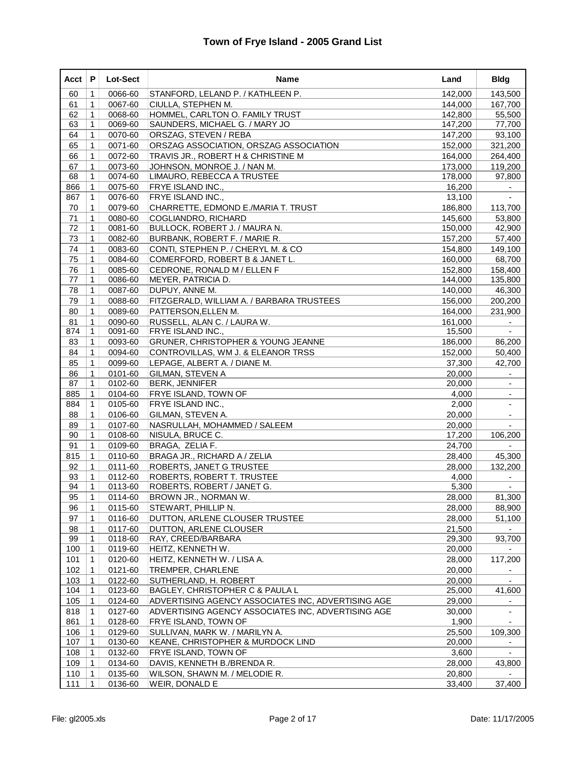# Town of Frye Island - 2005 Grand List

| Acct | P | Lot-Sect | Name | Land | Bldg |
|---|---|---|---|---|---|
| 60 | 1 | 0066-60 | STANFORD, LELAND P. / KATHLEEN P. | 142,000 | 143,500 |
| 61 | 1 | 0067-60 | CIULLA, STEPHEN M. | 144,000 | 167,700 |
| 62 | 1 | 0068-60 | HOMMEL, CARLTON O. FAMILY TRUST | 142,800 | 55,500 |
| 63 | 1 | 0069-60 | SAUNDERS, MICHAEL G. / MARY JO | 147,200 | 77,700 |
| 64 | 1 | 0070-60 | ORSZAG, STEVEN / REBA | 147,200 | 93,100 |
| 65 | 1 | 0071-60 | ORSZAG ASSOCIATION, ORSZAG ASSOCIATION | 152,000 | 321,200 |
| 66 | 1 | 0072-60 | TRAVIS JR., ROBERT H & CHRISTINE M | 164,000 | 264,400 |
| 67 | 1 | 0073-60 | JOHNSON, MONROE J. / NAN M. | 173,000 | 119,200 |
| 68 | 1 | 0074-60 | LIMAURO, REBECCA A TRUSTEE | 178,000 | 97,800 |
| 866 | 1 | 0075-60 | FRYE ISLAND INC., | 16,200 | - |
| 867 | 1 | 0076-60 | FRYE ISLAND INC., | 13,100 | - |
| 70 | 1 | 0079-60 | CHARRETTE, EDMOND E./MARIA T. TRUST | 186,800 | 113,700 |
| 71 | 1 | 0080-60 | COGLIANDRO, RICHARD | 145,600 | 53,800 |
| 72 | 1 | 0081-60 | BULLOCK, ROBERT J. / MAURA N. | 150,000 | 42,900 |
| 73 | 1 | 0082-60 | BURBANK, ROBERT F. / MARIE R. | 157,200 | 57,400 |
| 74 | 1 | 0083-60 | CONTI, STEPHEN P. / CHERYL M. & CO | 154,800 | 149,100 |
| 75 | 1 | 0084-60 | COMERFORD, ROBERT B & JANET L. | 160,000 | 68,700 |
| 76 | 1 | 0085-60 | CEDRONE, RONALD M / ELLEN F | 152,800 | 158,400 |
| 77 | 1 | 0086-60 | MEYER, PATRICIA D. | 144,000 | 135,800 |
| 78 | 1 | 0087-60 | DUPUY, ANNE M. | 140,000 | 46,300 |
| 79 | 1 | 0088-60 | FITZGERALD, WILLIAM A. / BARBARA TRUSTEES | 156,000 | 200,200 |
| 80 | 1 | 0089-60 | PATTERSON,ELLEN M. | 164,000 | 231,900 |
| 81 | 1 | 0090-60 | RUSSELL, ALAN C. / LAURA W. | 161,000 | - |
| 874 | 1 | 0091-60 | FRYE ISLAND INC., | 15,500 | - |
| 83 | 1 | 0093-60 | GRUNER, CHRISTOPHER & YOUNG JEANNE | 186,000 | 86,200 |
| 84 | 1 | 0094-60 | CONTROVILLAS, WM J. & ELEANOR TRSS | 152,000 | 50,400 |
| 85 | 1 | 0099-60 | LEPAGE, ALBERT A. / DIANE M. | 37,300 | 42,700 |
| 86 | 1 | 0101-60 | GILMAN, STEVEN A | 20,000 | - |
| 87 | 1 | 0102-60 | BERK, JENNIFER | 20,000 | - |
| 885 | 1 | 0104-60 | FRYE ISLAND, TOWN OF | 4,000 | - |
| 884 | 1 | 0105-60 | FRYE ISLAND INC., | 2,000 | - |
| 88 | 1 | 0106-60 | GILMAN, STEVEN A. | 20,000 | - |
| 89 | 1 | 0107-60 | NASRULLAH, MOHAMMED / SALEEM | 20,000 | - |
| 90 | 1 | 0108-60 | NISULA, BRUCE C. | 17,200 | 106,200 |
| 91 | 1 | 0109-60 | BRAGA, ZELIA F. | 24,700 | - |
| 815 | 1 | 0110-60 | BRAGA JR., RICHARD A / ZELIA | 28,400 | 45,300 |
| 92 | 1 | 0111-60 | ROBERTS, JANET G TRUSTEE | 28,000 | 132,200 |
| 93 | 1 | 0112-60 | ROBERTS, ROBERT T. TRUSTEE | 4,000 | - |
| 94 | 1 | 0113-60 | ROBERTS, ROBERT / JANET G. | 5,300 | - |
| 95 | 1 | 0114-60 | BROWN JR., NORMAN W. | 28,000 | 81,300 |
| 96 | 1 | 0115-60 | STEWART, PHILLIP N. | 28,000 | 88,900 |
| 97 | 1 | 0116-60 | DUTTON, ARLENE CLOUSER TRUSTEE | 28,000 | 51,100 |
| 98 | 1 | 0117-60 | DUTTON, ARLENE CLOUSER | 21,500 | - |
| 99 | 1 | 0118-60 | RAY, CREED/BARBARA | 29,300 | 93,700 |
| 100 | 1 | 0119-60 | HEITZ, KENNETH W. | 20,000 | - |
| 101 | 1 | 0120-60 | HEITZ, KENNETH W. / LISA A. | 28,000 | 117,200 |
| 102 | 1 | 0121-60 | TREMPER, CHARLENE | 20,000 | - |
| 103 | 1 | 0122-60 | SUTHERLAND, H. ROBERT | 20,000 | - |
| 104 | 1 | 0123-60 | BAGLEY, CHRISTOPHER C & PAULA L | 25,000 | 41,600 |
| 105 | 1 | 0124-60 | ADVERTISING AGENCY ASSOCIATES INC, ADVERTISING AGE | 29,000 | - |
| 818 | 1 | 0127-60 | ADVERTISING AGENCY ASSOCIATES INC, ADVERTISING AGE | 30,000 | - |
| 861 | 1 | 0128-60 | FRYE ISLAND, TOWN OF | 1,900 | - |
| 106 | 1 | 0129-60 | SULLIVAN, MARK W. / MARILYN A. | 25,500 | 109,300 |
| 107 | 1 | 0130-60 | KEANE, CHRISTOPHER & MURDOCK LIND | 20,000 | - |
| 108 | 1 | 0132-60 | FRYE ISLAND, TOWN OF | 3,600 | - |
| 109 | 1 | 0134-60 | DAVIS, KENNETH B./BRENDA R. | 28,000 | 43,800 |
| 110 | 1 | 0135-60 | WILSON, SHAWN M. / MELODIE R. | 20,800 | - |
| 111 | 1 | 0136-60 | WEIR, DONALD E | 33,400 | 37,400 |

File: gl2005.xls Date: 11/17/2005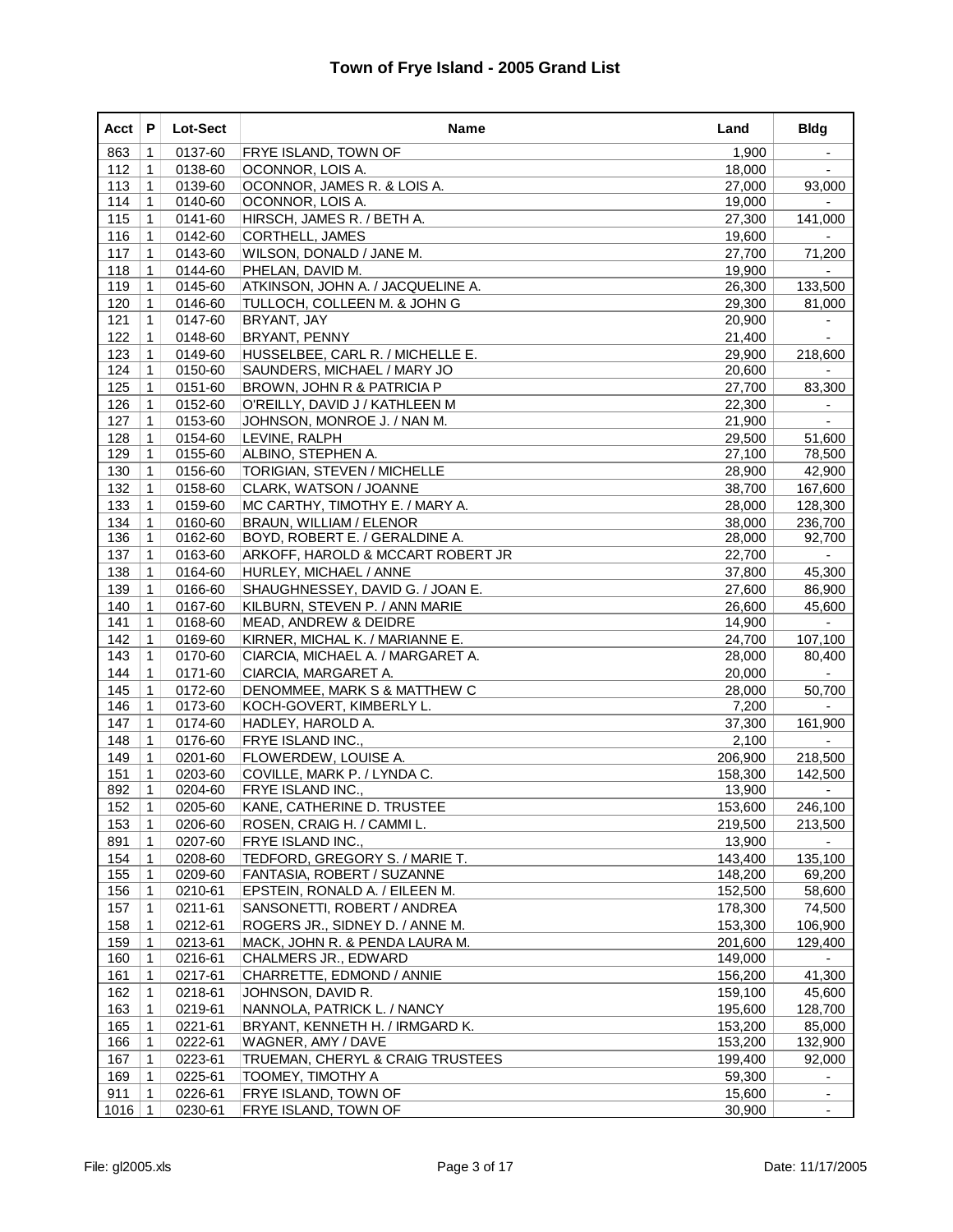# Town of Frye Island - 2005 Grand List

| Acct | P | Lot-Sect | Name | Land | Bldg |
|---|---|---|---|---|---|
| 863 | 1 | 0137-60 | FRYE ISLAND, TOWN OF | 1,900 | - |
| 112 | 1 | 0138-60 | OCONNOR, LOIS A. | 18,000 | - |
| 113 | 1 | 0139-60 | OCONNOR, JAMES R. & LOIS A. | 27,000 | 93,000 |
| 114 | 1 | 0140-60 | OCONNOR, LOIS A. | 19,000 | - |
| 115 | 1 | 0141-60 | HIRSCH, JAMES R. / BETH A. | 27,300 | 141,000 |
| 116 | 1 | 0142-60 | CORTHELL, JAMES | 19,600 | - |
| 117 | 1 | 0143-60 | WILSON, DONALD / JANE M. | 27,700 | 71,200 |
| 118 | 1 | 0144-60 | PHELAN, DAVID M. | 19,900 | - |
| 119 | 1 | 0145-60 | ATKINSON, JOHN A. / JACQUELINE A. | 26,300 | 133,500 |
| 120 | 1 | 0146-60 | TULLOCH, COLLEEN M. & JOHN G | 29,300 | 81,000 |
| 121 | 1 | 0147-60 | BRYANT, JAY | 20,900 | - |
| 122 | 1 | 0148-60 | BRYANT, PENNY | 21,400 | - |
| 123 | 1 | 0149-60 | HUSSELBEE, CARL R. / MICHELLE E. | 29,900 | 218,600 |
| 124 | 1 | 0150-60 | SAUNDERS, MICHAEL / MARY JO | 20,600 | - |
| 125 | 1 | 0151-60 | BROWN, JOHN R & PATRICIA P | 27,700 | 83,300 |
| 126 | 1 | 0152-60 | O'REILLY, DAVID J / KATHLEEN M | 22,300 | - |
| 127 | 1 | 0153-60 | JOHNSON, MONROE J. / NAN M. | 21,900 | - |
| 128 | 1 | 0154-60 | LEVINE, RALPH | 29,500 | 51,600 |
| 129 | 1 | 0155-60 | ALBINO, STEPHEN A. | 27,100 | 78,500 |
| 130 | 1 | 0156-60 | TORIGIAN, STEVEN / MICHELLE | 28,900 | 42,900 |
| 132 | 1 | 0158-60 | CLARK, WATSON / JOANNE | 38,700 | 167,600 |
| 133 | 1 | 0159-60 | MC CARTHY, TIMOTHY E. / MARY A. | 28,000 | 128,300 |
| 134 | 1 | 0160-60 | BRAUN, WILLIAM / ELENOR | 38,000 | 236,700 |
| 136 | 1 | 0162-60 | BOYD, ROBERT E. / GERALDINE A. | 28,000 | 92,700 |
| 137 | 1 | 0163-60 | ARKOFF, HAROLD & MCCART ROBERT JR | 22,700 | - |
| 138 | 1 | 0164-60 | HURLEY, MICHAEL / ANNE | 37,800 | 45,300 |
| 139 | 1 | 0166-60 | SHAUGHNESSEY, DAVID G. / JOAN E. | 27,600 | 86,900 |
| 140 | 1 | 0167-60 | KILBURN, STEVEN P. / ANN MARIE | 26,600 | 45,600 |
| 141 | 1 | 0168-60 | MEAD, ANDREW & DEIDRE | 14,900 | - |
| 142 | 1 | 0169-60 | KIRNER, MICHAL K. / MARIANNE E. | 24,700 | 107,100 |
| 143 | 1 | 0170-60 | CIARCIA, MICHAEL A. / MARGARET A. | 28,000 | 80,400 |
| 144 | 1 | 0171-60 | CIARCIA, MARGARET A. | 20,000 | - |
| 145 | 1 | 0172-60 | DENOMMEE, MARK S & MATTHEW C | 28,000 | 50,700 |
| 146 | 1 | 0173-60 | KOCH-GOVERT, KIMBERLY L. | 7,200 | - |
| 147 | 1 | 0174-60 | HADLEY, HAROLD A. | 37,300 | 161,900 |
| 148 | 1 | 0176-60 | FRYE ISLAND INC., | 2,100 | - |
| 149 | 1 | 0201-60 | FLOWERDEW, LOUISE A. | 206,900 | 218,500 |
| 151 | 1 | 0203-60 | COVILLE, MARK P. / LYNDA C. | 158,300 | 142,500 |
| 892 | 1 | 0204-60 | FRYE ISLAND INC., | 13,900 | - |
| 152 | 1 | 0205-60 | KANE, CATHERINE D. TRUSTEE | 153,600 | 246,100 |
| 153 | 1 | 0206-60 | ROSEN, CRAIG H. / CAMMI L. | 219,500 | 213,500 |
| 891 | 1 | 0207-60 | FRYE ISLAND INC., | 13,900 | - |
| 154 | 1 | 0208-60 | TEDFORD, GREGORY S. / MARIE T. | 143,400 | 135,100 |
| 155 | 1 | 0209-60 | FANTASIA, ROBERT / SUZANNE | 148,200 | 69,200 |
| 156 | 1 | 0210-61 | EPSTEIN, RONALD A. / EILEEN M. | 152,500 | 58,600 |
| 157 | 1 | 0211-61 | SANSONETTI, ROBERT / ANDREA | 178,300 | 74,500 |
| 158 | 1 | 0212-61 | ROGERS JR., SIDNEY D. / ANNE M. | 153,300 | 106,900 |
| 159 | 1 | 0213-61 | MACK, JOHN R. & PENDA LAURA M. | 201,600 | 129,400 |
| 160 | 1 | 0216-61 | CHALMERS JR., EDWARD | 149,000 | - |
| 161 | 1 | 0217-61 | CHARRETTE, EDMOND / ANNIE | 156,200 | 41,300 |
| 162 | 1 | 0218-61 | JOHNSON, DAVID R. | 159,100 | 45,600 |
| 163 | 1 | 0219-61 | NANNOLA, PATRICK L. / NANCY | 195,600 | 128,700 |
| 165 | 1 | 0221-61 | BRYANT, KENNETH H. / IRMGARD K. | 153,200 | 85,000 |
| 166 | 1 | 0222-61 | WAGNER, AMY / DAVE | 153,200 | 132,900 |
| 167 | 1 | 0223-61 | TRUEMAN, CHERYL & CRAIG TRUSTEES | 199,400 | 92,000 |
| 169 | 1 | 0225-61 | TOOMEY, TIMOTHY A | 59,300 | - |
| 911 | 1 | 0226-61 | FRYE ISLAND, TOWN OF | 15,600 | - |
| 1016 | 1 | 0230-61 | FRYE ISLAND, TOWN OF | 30,900 | - |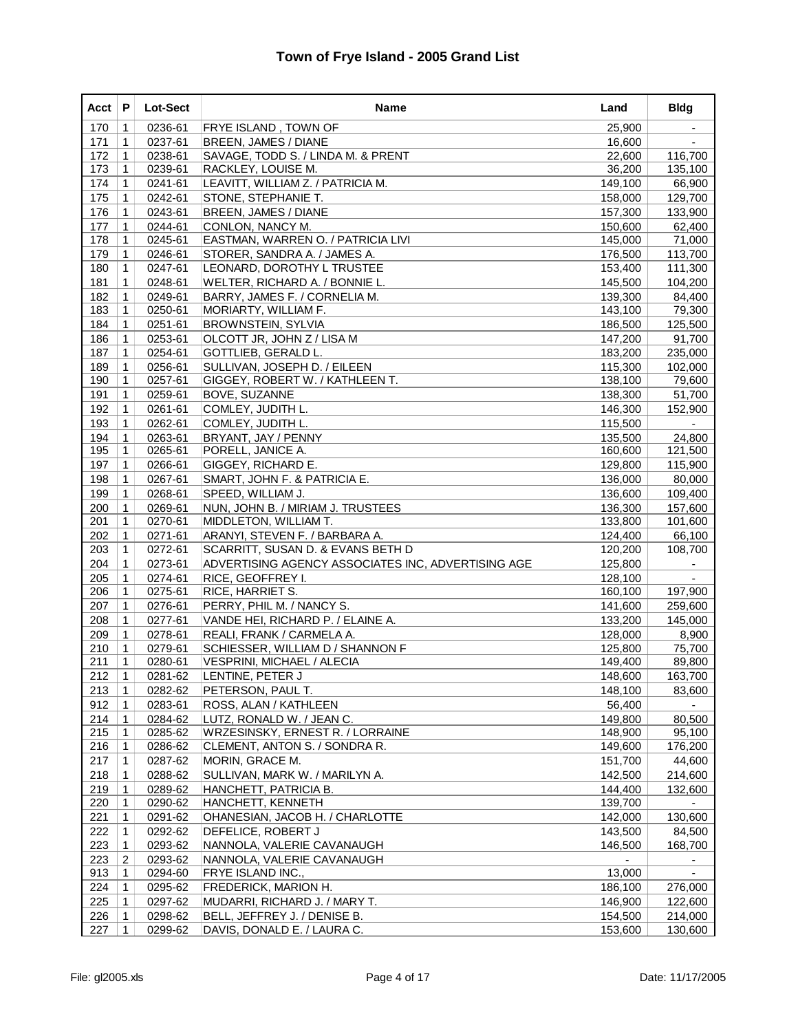# Town of Frye Island - 2005 Grand List

| Acct | P | Lot-Sect | Name | Land | Bldg |
|---|---|---|---|---|---|
| 170 | 1 | 0236-61 | FRYE ISLAND , TOWN OF | 25,900 | - |
| 171 | 1 | 0237-61 | BREEN, JAMES / DIANE | 16,600 | - |
| 172 | 1 | 0238-61 | SAVAGE, TODD S. / LINDA M. & PRENT | 22,600 | 116,700 |
| 173 | 1 | 0239-61 | RACKLEY, LOUISE M. | 36,200 | 135,100 |
| 174 | 1 | 0241-61 | LEAVITT, WILLIAM Z. / PATRICIA M. | 149,100 | 66,900 |
| 175 | 1 | 0242-61 | STONE, STEPHANIE T. | 158,000 | 129,700 |
| 176 | 1 | 0243-61 | BREEN, JAMES / DIANE | 157,300 | 133,900 |
| 177 | 1 | 0244-61 | CONLON, NANCY M. | 150,600 | 62,400 |
| 178 | 1 | 0245-61 | EASTMAN, WARREN O. / PATRICIA LIVI | 145,000 | 71,000 |
| 179 | 1 | 0246-61 | STORER, SANDRA A. / JAMES A. | 176,500 | 113,700 |
| 180 | 1 | 0247-61 | LEONARD, DOROTHY L TRUSTEE | 153,400 | 111,300 |
| 181 | 1 | 0248-61 | WELTER, RICHARD A. / BONNIE L. | 145,500 | 104,200 |
| 182 | 1 | 0249-61 | BARRY, JAMES F. / CORNELIA M. | 139,300 | 84,400 |
| 183 | 1 | 0250-61 | MORIARTY, WILLIAM F. | 143,100 | 79,300 |
| 184 | 1 | 0251-61 | BROWNSTEIN, SYLVIA | 186,500 | 125,500 |
| 186 | 1 | 0253-61 | OLCOTT JR, JOHN Z / LISA M | 147,200 | 91,700 |
| 187 | 1 | 0254-61 | GOTTLIEB, GERALD L. | 183,200 | 235,000 |
| 189 | 1 | 0256-61 | SULLIVAN, JOSEPH D. / EILEEN | 115,300 | 102,000 |
| 190 | 1 | 0257-61 | GIGGEY, ROBERT W. / KATHLEEN T. | 138,100 | 79,600 |
| 191 | 1 | 0259-61 | BOVE, SUZANNE | 138,300 | 51,700 |
| 192 | 1 | 0261-61 | COMLEY, JUDITH L. | 146,300 | 152,900 |
| 193 | 1 | 0262-61 | COMLEY, JUDITH L. | 115,500 | - |
| 194 | 1 | 0263-61 | BRYANT, JAY / PENNY | 135,500 | 24,800 |
| 195 | 1 | 0265-61 | PORELL, JANICE A. | 160,600 | 121,500 |
| 197 | 1 | 0266-61 | GIGGEY, RICHARD E. | 129,800 | 115,900 |
| 198 | 1 | 0267-61 | SMART, JOHN F. & PATRICIA E. | 136,000 | 80,000 |
| 199 | 1 | 0268-61 | SPEED, WILLIAM J. | 136,600 | 109,400 |
| 200 | 1 | 0269-61 | NUN, JOHN B. / MIRIAM J. TRUSTEES | 136,300 | 157,600 |
| 201 | 1 | 0270-61 | MIDDLETON, WILLIAM T. | 133,800 | 101,600 |
| 202 | 1 | 0271-61 | ARANYI, STEVEN F. / BARBARA A. | 124,400 | 66,100 |
| 203 | 1 | 0272-61 | SCARRITT, SUSAN D. & EVANS BETH D | 120,200 | 108,700 |
| 204 | 1 | 0273-61 | ADVERTISING AGENCY ASSOCIATES INC, ADVERTISING AGE | 125,800 | - |
| 205 | 1 | 0274-61 | RICE, GEOFFREY I. | 128,100 | - |
| 206 | 1 | 0275-61 | RICE, HARRIET S. | 160,100 | 197,900 |
| 207 | 1 | 0276-61 | PERRY, PHIL M. / NANCY S. | 141,600 | 259,600 |
| 208 | 1 | 0277-61 | VANDE HEI, RICHARD P. / ELAINE A. | 133,200 | 145,000 |
| 209 | 1 | 0278-61 | REALI, FRANK / CARMELA A. | 128,000 | 8,900 |
| 210 | 1 | 0279-61 | SCHIESSER, WILLIAM D / SHANNON F | 125,800 | 75,700 |
| 211 | 1 | 0280-61 | VESPRINI, MICHAEL / ALECIA | 149,400 | 89,800 |
| 212 | 1 | 0281-62 | LENTINE, PETER J | 148,600 | 163,700 |
| 213 | 1 | 0282-62 | PETERSON, PAUL T. | 148,100 | 83,600 |
| 912 | 1 | 0283-61 | ROSS, ALAN / KATHLEEN | 56,400 | - |
| 214 | 1 | 0284-62 | LUTZ, RONALD W. / JEAN C. | 149,800 | 80,500 |
| 215 | 1 | 0285-62 | WRZESINSKY, ERNEST R. / LORRAINE | 148,900 | 95,100 |
| 216 | 1 | 0286-62 | CLEMENT, ANTON S. / SONDRA R. | 149,600 | 176,200 |
| 217 | 1 | 0287-62 | MORIN, GRACE M. | 151,700 | 44,600 |
| 218 | 1 | 0288-62 | SULLIVAN, MARK W. / MARILYN A. | 142,500 | 214,600 |
| 219 | 1 | 0289-62 | HANCHETT, PATRICIA B. | 144,400 | 132,600 |
| 220 | 1 | 0290-62 | HANCHETT, KENNETH | 139,700 | - |
| 221 | 1 | 0291-62 | OHANESIAN, JACOB H. / CHARLOTTE | 142,000 | 130,600 |
| 222 | 1 | 0292-62 | DEFELICE, ROBERT J | 143,500 | 84,500 |
| 223 | 1 | 0293-62 | NANNOLA, VALERIE CAVANAUGH | 146,500 | 168,700 |
| 223 | 2 | 0293-62 | NANNOLA, VALERIE CAVANAUGH | - | - |
| 913 | 1 | 0294-60 | FRYE ISLAND INC., | 13,000 | - |
| 224 | 1 | 0295-62 | FREDERICK, MARION H. | 186,100 | 276,000 |
| 225 | 1 | 0297-62 | MUDARRI, RICHARD J. / MARY T. | 146,900 | 122,600 |
| 226 | 1 | 0298-62 | BELL, JEFFREY J. / DENISE B. | 154,500 | 214,000 |
| 227 | 1 | 0299-62 | DAVIS, DONALD E. / LAURA C. | 153,600 | 130,600 |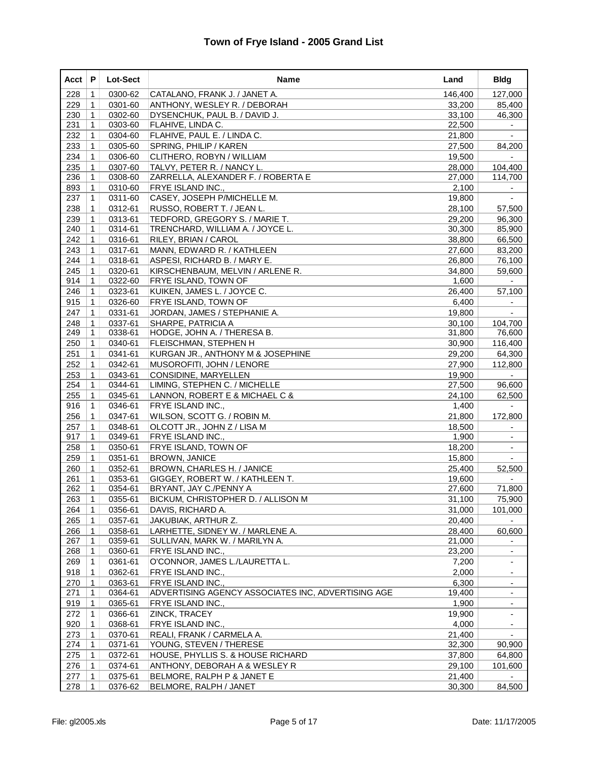# Town of Frye Island - 2005 Grand List

| Acct | P | Lot-Sect | Name | Land | Bldg |
|---|---|---|---|---|---|
| 228 | 1 | 0300-62 | CATALANO, FRANK J. / JANET A. | 146,400 | 127,000 |
| 229 | 1 | 0301-60 | ANTHONY, WESLEY R. / DEBORAH | 33,200 | 85,400 |
| 230 | 1 | 0302-60 | DYSENCHUK, PAUL B. / DAVID J. | 33,100 | 46,300 |
| 231 | 1 | 0303-60 | FLAHIVE, LINDA C. | 22,500 | - |
| 232 | 1 | 0304-60 | FLAHIVE, PAUL E. / LINDA C. | 21,800 | - |
| 233 | 1 | 0305-60 | SPRING, PHILIP / KAREN | 27,500 | 84,200 |
| 234 | 1 | 0306-60 | CLITHERO, ROBYN / WILLIAM | 19,500 | - |
| 235 | 1 | 0307-60 | TALVY, PETER R. / NANCY L. | 28,000 | 104,400 |
| 236 | 1 | 0308-60 | ZARRELLA, ALEXANDER F. / ROBERTA E | 27,000 | 114,700 |
| 893 | 1 | 0310-60 | FRYE ISLAND INC., | 2,100 | - |
| 237 | 1 | 0311-60 | CASEY, JOSEPH P/MICHELLE M. | 19,800 | - |
| 238 | 1 | 0312-61 | RUSSO, ROBERT T. / JEAN L. | 28,100 | 57,500 |
| 239 | 1 | 0313-61 | TEDFORD, GREGORY S. / MARIE T. | 29,200 | 96,300 |
| 240 | 1 | 0314-61 | TRENCHARD, WILLIAM A. / JOYCE L. | 30,300 | 85,900 |
| 242 | 1 | 0316-61 | RILEY, BRIAN / CAROL | 38,800 | 66,500 |
| 243 | 1 | 0317-61 | MANN, EDWARD R. / KATHLEEN | 27,600 | 83,200 |
| 244 | 1 | 0318-61 | ASPESI, RICHARD B. / MARY E. | 26,800 | 76,100 |
| 245 | 1 | 0320-61 | KIRSCHENBAUM, MELVIN / ARLENE R. | 34,800 | 59,600 |
| 914 | 1 | 0322-60 | FRYE ISLAND, TOWN OF | 1,600 | - |
| 246 | 1 | 0323-61 | KUIKEN, JAMES L. / JOYCE C. | 26,400 | 57,100 |
| 915 | 1 | 0326-60 | FRYE ISLAND, TOWN OF | 6,400 | - |
| 247 | 1 | 0331-61 | JORDAN, JAMES / STEPHANIE A. | 19,800 | - |
| 248 | 1 | 0337-61 | SHARPE, PATRICIA A | 30,100 | 104,700 |
| 249 | 1 | 0338-61 | HODGE, JOHN A. / THERESA B. | 31,800 | 76,600 |
| 250 | 1 | 0340-61 | FLEISCHMAN, STEPHEN H | 30,900 | 116,400 |
| 251 | 1 | 0341-61 | KURGAN JR., ANTHONY M & JOSEPHINE | 29,200 | 64,300 |
| 252 | 1 | 0342-61 | MUSOROFITI, JOHN / LENORE | 27,900 | 112,800 |
| 253 | 1 | 0343-61 | CONSIDINE, MARYELLEN | 19,900 | - |
| 254 | 1 | 0344-61 | LIMING, STEPHEN C. / MICHELLE | 27,500 | 96,600 |
| 255 | 1 | 0345-61 | LANNON, ROBERT E & MICHAEL C & | 24,100 | 62,500 |
| 916 | 1 | 0346-61 | FRYE ISLAND INC., | 1,400 | - |
| 256 | 1 | 0347-61 | WILSON, SCOTT G. / ROBIN M. | 21,800 | 172,800 |
| 257 | 1 | 0348-61 | OLCOTT JR., JOHN Z / LISA M | 18,500 | - |
| 917 | 1 | 0349-61 | FRYE ISLAND INC., | 1,900 | - |
| 258 | 1 | 0350-61 | FRYE ISLAND, TOWN OF | 18,200 | - |
| 259 | 1 | 0351-61 | BROWN, JANICE | 15,800 | - |
| 260 | 1 | 0352-61 | BROWN, CHARLES H. / JANICE | 25,400 | 52,500 |
| 261 | 1 | 0353-61 | GIGGEY, ROBERT W. / KATHLEEN T. | 19,600 | - |
| 262 | 1 | 0354-61 | BRYANT, JAY C./PENNY A | 27,600 | 71,800 |
| 263 | 1 | 0355-61 | BICKUM, CHRISTOPHER D. / ALLISON M | 31,100 | 75,900 |
| 264 | 1 | 0356-61 | DAVIS, RICHARD A. | 31,000 | 101,000 |
| 265 | 1 | 0357-61 | JAKUBIAK, ARTHUR Z. | 20,400 | - |
| 266 | 1 | 0358-61 | LARHETTE, SIDNEY W. / MARLENE A. | 28,400 | 60,600 |
| 267 | 1 | 0359-61 | SULLIVAN, MARK W. / MARILYN A. | 21,000 | - |
| 268 | 1 | 0360-61 | FRYE ISLAND INC., | 23,200 | - |
| 269 | 1 | 0361-61 | O'CONNOR, JAMES L./LAURETTA L. | 7,200 | - |
| 918 | 1 | 0362-61 | FRYE ISLAND INC., | 2,000 | - |
| 270 | 1 | 0363-61 | FRYE ISLAND INC., | 6,300 | - |
| 271 | 1 | 0364-61 | ADVERTISING AGENCY ASSOCIATES INC, ADVERTISING AGE | 19,400 | - |
| 919 | 1 | 0365-61 | FRYE ISLAND INC., | 1,900 | - |
| 272 | 1 | 0366-61 | ZINCK, TRACEY | 19,900 | - |
| 920 | 1 | 0368-61 | FRYE ISLAND INC., | 4,000 | - |
| 273 | 1 | 0370-61 | REALI, FRANK / CARMELA A. | 21,400 | - |
| 274 | 1 | 0371-61 | YOUNG, STEVEN / THERESE | 32,300 | 90,900 |
| 275 | 1 | 0372-61 | HOUSE, PHYLLIS S. & HOUSE RICHARD | 37,800 | 64,800 |
| 276 | 1 | 0374-61 | ANTHONY, DEBORAH A & WESLEY R | 29,100 | 101,600 |
| 277 | 1 | 0375-61 | BELMORE, RALPH P & JANET E | 21,400 | - |
| 278 | 1 | 0376-62 | BELMORE, RALPH / JANET | 30,300 | 84,500 |

File: gl2005.xls Date: 11/17/2005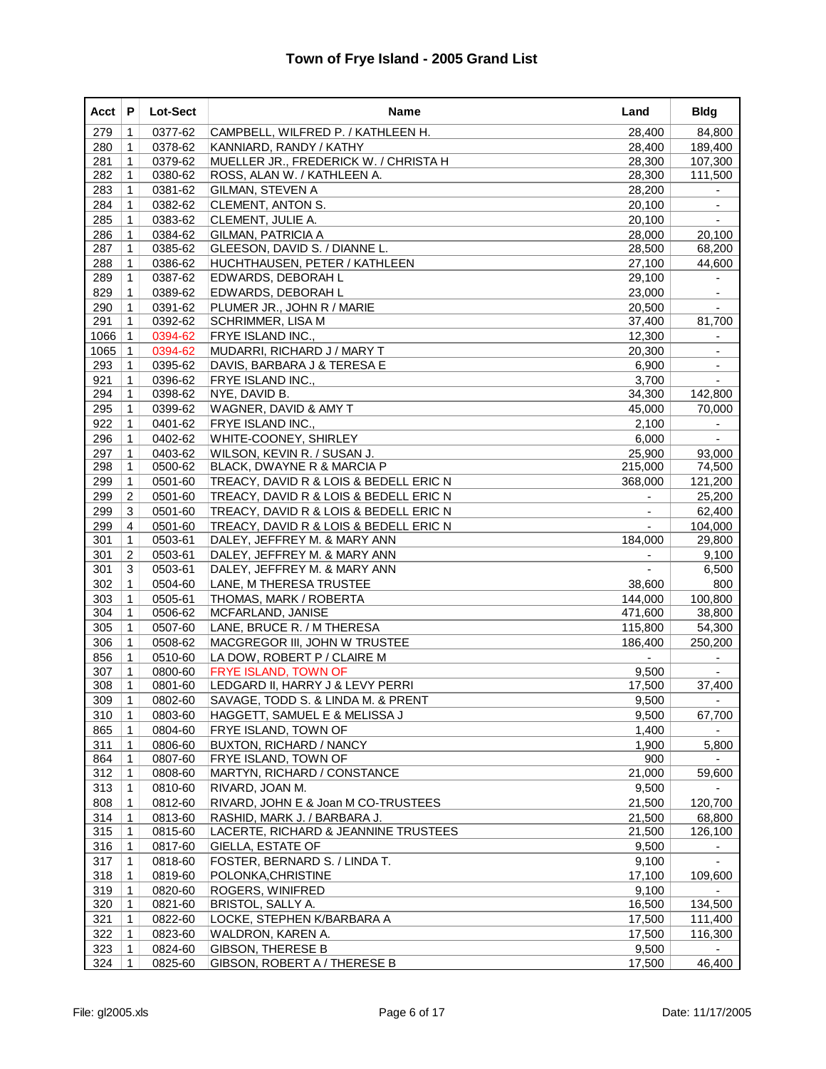# Town of Frye Island - 2005 Grand List

| Acct | P | Lot-Sect | Name | Land | Bldg |
|---|---|---|---|---|---|
| 279 | 1 | 0377-62 | CAMPBELL, WILFRED P. / KATHLEEN H. | 28,400 | 84,800 |
| 280 | 1 | 0378-62 | KANNIARD, RANDY / KATHY | 28,400 | 189,400 |
| 281 | 1 | 0379-62 | MUELLER JR., FREDERICK W. / CHRISTA H | 28,300 | 107,300 |
| 282 | 1 | 0380-62 | ROSS, ALAN W. / KATHLEEN A. | 28,300 | 111,500 |
| 283 | 1 | 0381-62 | GILMAN, STEVEN A | 28,200 | - |
| 284 | 1 | 0382-62 | CLEMENT, ANTON S. | 20,100 | - |
| 285 | 1 | 0383-62 | CLEMENT, JULIE A. | 20,100 | - |
| 286 | 1 | 0384-62 | GILMAN, PATRICIA A | 28,000 | 20,100 |
| 287 | 1 | 0385-62 | GLEESON, DAVID S. / DIANNE L. | 28,500 | 68,200 |
| 288 | 1 | 0386-62 | HUCHTHAUSEN, PETER / KATHLEEN | 27,100 | 44,600 |
| 289 | 1 | 0387-62 | EDWARDS, DEBORAH L | 29,100 | - |
| 829 | 1 | 0389-62 | EDWARDS, DEBORAH L | 23,000 | - |
| 290 | 1 | 0391-62 | PLUMER JR., JOHN R / MARIE | 20,500 | - |
| 291 | 1 | 0392-62 | SCHRIMMER, LISA M | 37,400 | 81,700 |
| 1066 | 1 | 0394-62 | FRYE ISLAND INC., | 12,300 | - |
| 1065 | 1 | 0394-62 | MUDARRI, RICHARD J / MARY T | 20,300 | - |
| 293 | 1 | 0395-62 | DAVIS, BARBARA J & TERESA E | 6,900 | - |
| 921 | 1 | 0396-62 | FRYE ISLAND INC., | 3,700 | - |
| 294 | 1 | 0398-62 | NYE, DAVID B. | 34,300 | 142,800 |
| 295 | 1 | 0399-62 | WAGNER, DAVID & AMY T | 45,000 | 70,000 |
| 922 | 1 | 0401-62 | FRYE ISLAND INC., | 2,100 | - |
| 296 | 1 | 0402-62 | WHITE-COONEY, SHIRLEY | 6,000 | - |
| 297 | 1 | 0403-62 | WILSON, KEVIN R. / SUSAN J. | 25,900 | 93,000 |
| 298 | 1 | 0500-62 | BLACK, DWAYNE R & MARCIA P | 215,000 | 74,500 |
| 299 | 1 | 0501-60 | TREACY, DAVID R & LOIS & BEDELL ERIC N | 368,000 | 121,200 |
| 299 | 2 | 0501-60 | TREACY, DAVID R & LOIS & BEDELL ERIC N | - | 25,200 |
| 299 | 3 | 0501-60 | TREACY, DAVID R & LOIS & BEDELL ERIC N | - | 62,400 |
| 299 | 4 | 0501-60 | TREACY, DAVID R & LOIS & BEDELL ERIC N | - | 104,000 |
| 301 | 1 | 0503-61 | DALEY, JEFFREY M. & MARY ANN | 184,000 | 29,800 |
| 301 | 2 | 0503-61 | DALEY, JEFFREY M. & MARY ANN | - | 9,100 |
| 301 | 3 | 0503-61 | DALEY, JEFFREY M. & MARY ANN | - | 6,500 |
| 302 | 1 | 0504-60 | LANE, M THERESA TRUSTEE | 38,600 | 800 |
| 303 | 1 | 0505-61 | THOMAS, MARK / ROBERTA | 144,000 | 100,800 |
| 304 | 1 | 0506-62 | MCFARLAND, JANISE | 471,600 | 38,800 |
| 305 | 1 | 0507-60 | LANE, BRUCE R. / M THERESA | 115,800 | 54,300 |
| 306 | 1 | 0508-62 | MACGREGOR III, JOHN W TRUSTEE | 186,400 | 250,200 |
| 856 | 1 | 0510-60 | LA DOW, ROBERT P / CLAIRE M | - | - |
| 307 | 1 | 0800-60 | FRYE ISLAND, TOWN OF | 9,500 | - |
| 308 | 1 | 0801-60 | LEDGARD II, HARRY J & LEVY PERRI | 17,500 | 37,400 |
| 309 | 1 | 0802-60 | SAVAGE, TODD S. & LINDA M. & PRENT | 9,500 | - |
| 310 | 1 | 0803-60 | HAGGETT, SAMUEL E & MELISSA J | 9,500 | 67,700 |
| 865 | 1 | 0804-60 | FRYE ISLAND, TOWN OF | 1,400 | - |
| 311 | 1 | 0806-60 | BUXTON, RICHARD / NANCY | 1,900 | 5,800 |
| 864 | 1 | 0807-60 | FRYE ISLAND, TOWN OF | 900 | - |
| 312 | 1 | 0808-60 | MARTYN, RICHARD / CONSTANCE | 21,000 | 59,600 |
| 313 | 1 | 0810-60 | RIVARD, JOAN M. | 9,500 | - |
| 808 | 1 | 0812-60 | RIVARD, JOHN E & Joan M CO-TRUSTEES | 21,500 | 120,700 |
| 314 | 1 | 0813-60 | RASHID, MARK J. / BARBARA J. | 21,500 | 68,800 |
| 315 | 1 | 0815-60 | LACERTE, RICHARD & JEANNINE TRUSTEES | 21,500 | 126,100 |
| 316 | 1 | 0817-60 | GIELLA, ESTATE OF | 9,500 | - |
| 317 | 1 | 0818-60 | FOSTER, BERNARD S. / LINDA T. | 9,100 | - |
| 318 | 1 | 0819-60 | POLONKA,CHRISTINE | 17,100 | 109,600 |
| 319 | 1 | 0820-60 | ROGERS, WINIFRED | 9,100 | - |
| 320 | 1 | 0821-60 | BRISTOL, SALLY A. | 16,500 | 134,500 |
| 321 | 1 | 0822-60 | LOCKE, STEPHEN K/BARBARA A | 17,500 | 111,400 |
| 322 | 1 | 0823-60 | WALDRON, KAREN A. | 17,500 | 116,300 |
| 323 | 1 | 0824-60 | GIBSON, THERESE B | 9,500 | - |
| 324 | 1 | 0825-60 | GIBSON, ROBERT A / THERESE B | 17,500 | 46,400 |

File: gl2005.xls Date: 11/17/2005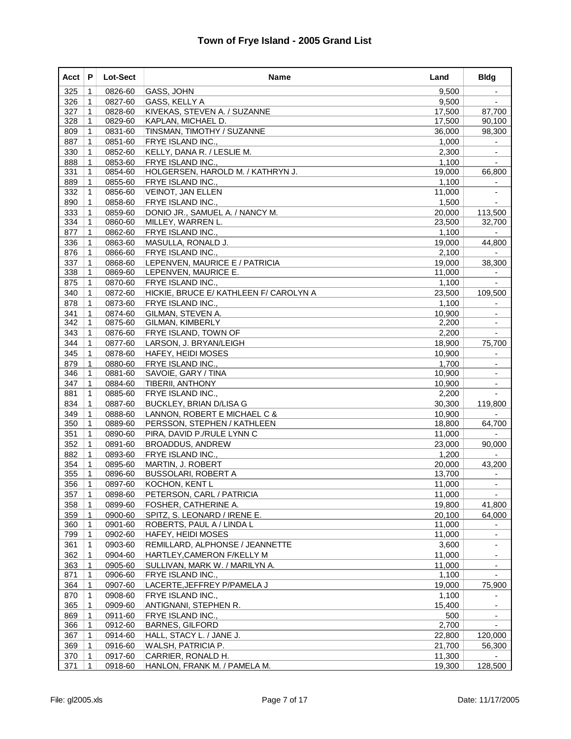# Town of Frye Island - 2005 Grand List

| Acct | P | Lot-Sect | Name | Land | Bldg |
|---|---|---|---|---|---|
| 325 | 1 | 0826-60 | GASS, JOHN | 9,500 | - |
| 326 | 1 | 0827-60 | GASS, KELLY A | 9,500 | - |
| 327 | 1 | 0828-60 | KIVEKAS, STEVEN A. / SUZANNE | 17,500 | 87,700 |
| 328 | 1 | 0829-60 | KAPLAN, MICHAEL D. | 17,500 | 90,100 |
| 809 | 1 | 0831-60 | TINSMAN, TIMOTHY / SUZANNE | 36,000 | 98,300 |
| 887 | 1 | 0851-60 | FRYE ISLAND INC., | 1,000 | - |
| 330 | 1 | 0852-60 | KELLY, DANA R. / LESLIE M. | 2,300 | - |
| 888 | 1 | 0853-60 | FRYE ISLAND INC., | 1,100 | - |
| 331 | 1 | 0854-60 | HOLGERSEN, HAROLD M. / KATHRYN J. | 19,000 | 66,800 |
| 889 | 1 | 0855-60 | FRYE ISLAND INC., | 1,100 | - |
| 332 | 1 | 0856-60 | VEINOT, JAN ELLEN | 11,000 | - |
| 890 | 1 | 0858-60 | FRYE ISLAND INC., | 1,500 | - |
| 333 | 1 | 0859-60 | DONIO JR., SAMUEL A. / NANCY M. | 20,000 | 113,500 |
| 334 | 1 | 0860-60 | MILLEY, WARREN L. | 23,500 | 32,700 |
| 877 | 1 | 0862-60 | FRYE ISLAND INC., | 1,100 | - |
| 336 | 1 | 0863-60 | MASULLA, RONALD J. | 19,000 | 44,800 |
| 876 | 1 | 0866-60 | FRYE ISLAND INC., | 2,100 | - |
| 337 | 1 | 0868-60 | LEPENVEN, MAURICE E / PATRICIA | 19,000 | 38,300 |
| 338 | 1 | 0869-60 | LEPENVEN, MAURICE E. | 11,000 | - |
| 875 | 1 | 0870-60 | FRYE ISLAND INC., | 1,100 | - |
| 340 | 1 | 0872-60 | HICKIE, BRUCE E/ KATHLEEN F/ CAROLYN A | 23,500 | 109,500 |
| 878 | 1 | 0873-60 | FRYE ISLAND INC., | 1,100 | - |
| 341 | 1 | 0874-60 | GILMAN, STEVEN A. | 10,900 | - |
| 342 | 1 | 0875-60 | GILMAN, KIMBERLY | 2,200 | - |
| 343 | 1 | 0876-60 | FRYE ISLAND, TOWN OF | 2,200 | - |
| 344 | 1 | 0877-60 | LARSON, J. BRYAN/LEIGH | 18,900 | 75,700 |
| 345 | 1 | 0878-60 | HAFEY, HEIDI MOSES | 10,900 | - |
| 879 | 1 | 0880-60 | FRYE ISLAND INC., | 1,700 | - |
| 346 | 1 | 0881-60 | SAVOIE, GARY / TINA | 10,900 | - |
| 347 | 1 | 0884-60 | TIBERII, ANTHONY | 10,900 | - |
| 881 | 1 | 0885-60 | FRYE ISLAND INC., | 2,200 | - |
| 834 | 1 | 0887-60 | BUCKLEY, BRIAN D/LISA G | 30,300 | 119,800 |
| 349 | 1 | 0888-60 | LANNON, ROBERT E MICHAEL C & | 10,900 | - |
| 350 | 1 | 0889-60 | PERSSON, STEPHEN / KATHLEEN | 18,800 | 64,700 |
| 351 | 1 | 0890-60 | PIRA, DAVID P./RULE LYNN C | 11,000 | - |
| 352 | 1 | 0891-60 | BROADDUS, ANDREW | 23,000 | 90,000 |
| 882 | 1 | 0893-60 | FRYE ISLAND INC., | 1,200 | - |
| 354 | 1 | 0895-60 | MARTIN, J. ROBERT | 20,000 | 43,200 |
| 355 | 1 | 0896-60 | BUSSOLARI, ROBERT A | 13,700 | - |
| 356 | 1 | 0897-60 | KOCHON, KENT L | 11,000 | - |
| 357 | 1 | 0898-60 | PETERSON, CARL / PATRICIA | 11,000 | - |
| 358 | 1 | 0899-60 | FOSHER, CATHERINE A. | 19,800 | 41,800 |
| 359 | 1 | 0900-60 | SPITZ, S. LEONARD / IRENE E. | 20,100 | 64,000 |
| 360 | 1 | 0901-60 | ROBERTS, PAUL A / LINDA L | 11,000 | - |
| 799 | 1 | 0902-60 | HAFEY, HEIDI MOSES | 11,000 | - |
| 361 | 1 | 0903-60 | REMILLARD, ALPHONSE / JEANNETTE | 3,600 | - |
| 362 | 1 | 0904-60 | HARTLEY,CAMERON F/KELLY M | 11,000 | - |
| 363 | 1 | 0905-60 | SULLIVAN, MARK W. / MARILYN A. | 11,000 | - |
| 871 | 1 | 0906-60 | FRYE ISLAND INC., | 1,100 | - |
| 364 | 1 | 0907-60 | LACERTE,JEFFREY P/PAMELA J | 19,000 | 75,900 |
| 870 | 1 | 0908-60 | FRYE ISLAND INC., | 1,100 | - |
| 365 | 1 | 0909-60 | ANTIGNANI, STEPHEN R. | 15,400 | - |
| 869 | 1 | 0911-60 | FRYE ISLAND INC., | 500 | - |
| 366 | 1 | 0912-60 | BARNES, GILFORD | 2,700 | - |
| 367 | 1 | 0914-60 | HALL, STACY L. / JANE J. | 22,800 | 120,000 |
| 369 | 1 | 0916-60 | WALSH, PATRICIA P. | 21,700 | 56,300 |
| 370 | 1 | 0917-60 | CARRIER, RONALD H. | 11,300 | - |
| 371 | 1 | 0918-60 | HANLON, FRANK M. / PAMELA M. | 19,300 | 128,500 |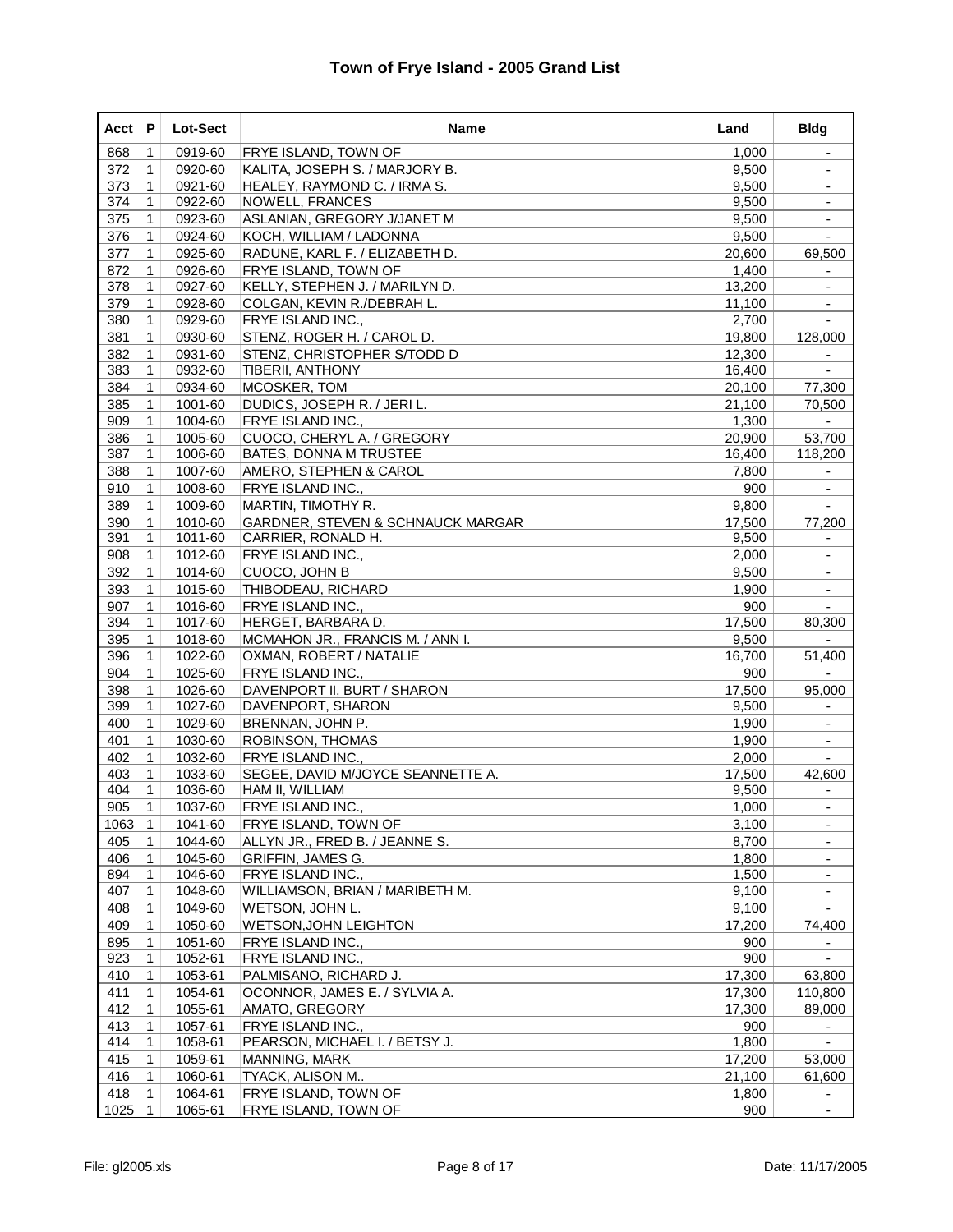# Town of Frye Island - 2005 Grand List

| Acct | P | Lot-Sect | Name | Land | Bldg |
|---|---|---|---|---|---|
| 868 | 1 | 0919-60 | FRYE ISLAND, TOWN OF | 1,000 | - |
| 372 | 1 | 0920-60 | KALITA, JOSEPH S. / MARJORY B. | 9,500 | - |
| 373 | 1 | 0921-60 | HEALEY, RAYMOND C. / IRMA S. | 9,500 | - |
| 374 | 1 | 0922-60 | NOWELL, FRANCES | 9,500 | - |
| 375 | 1 | 0923-60 | ASLANIAN, GREGORY J/JANET M | 9,500 | - |
| 376 | 1 | 0924-60 | KOCH, WILLIAM / LADONNA | 9,500 | - |
| 377 | 1 | 0925-60 | RADUNE, KARL F. / ELIZABETH D. | 20,600 | 69,500 |
| 872 | 1 | 0926-60 | FRYE ISLAND, TOWN OF | 1,400 | - |
| 378 | 1 | 0927-60 | KELLY, STEPHEN J. / MARILYN D. | 13,200 | - |
| 379 | 1 | 0928-60 | COLGAN, KEVIN R./DEBRAH L. | 11,100 | - |
| 380 | 1 | 0929-60 | FRYE ISLAND INC., | 2,700 | - |
| 381 | 1 | 0930-60 | STENZ, ROGER H. / CAROL D. | 19,800 | 128,000 |
| 382 | 1 | 0931-60 | STENZ, CHRISTOPHER S/TODD D | 12,300 | - |
| 383 | 1 | 0932-60 | TIBERII, ANTHONY | 16,400 | - |
| 384 | 1 | 0934-60 | MCOSKER, TOM | 20,100 | 77,300 |
| 385 | 1 | 1001-60 | DUDICS, JOSEPH R. / JERI L. | 21,100 | 70,500 |
| 909 | 1 | 1004-60 | FRYE ISLAND INC., | 1,300 | - |
| 386 | 1 | 1005-60 | CUOCO, CHERYL A. / GREGORY | 20,900 | 53,700 |
| 387 | 1 | 1006-60 | BATES, DONNA M TRUSTEE | 16,400 | 118,200 |
| 388 | 1 | 1007-60 | AMERO, STEPHEN & CAROL | 7,800 | - |
| 910 | 1 | 1008-60 | FRYE ISLAND INC., | 900 | - |
| 389 | 1 | 1009-60 | MARTIN, TIMOTHY R. | 9,800 | - |
| 390 | 1 | 1010-60 | GARDNER, STEVEN & SCHNAUCK MARGAR | 17,500 | 77,200 |
| 391 | 1 | 1011-60 | CARRIER, RONALD H. | 9,500 | - |
| 908 | 1 | 1012-60 | FRYE ISLAND INC., | 2,000 | - |
| 392 | 1 | 1014-60 | CUOCO, JOHN B | 9,500 | - |
| 393 | 1 | 1015-60 | THIBODEAU, RICHARD | 1,900 | - |
| 907 | 1 | 1016-60 | FRYE ISLAND INC., | 900 | - |
| 394 | 1 | 1017-60 | HERGET, BARBARA D. | 17,500 | 80,300 |
| 395 | 1 | 1018-60 | MCMAHON JR., FRANCIS M. / ANN I. | 9,500 | - |
| 396 | 1 | 1022-60 | OXMAN, ROBERT / NATALIE | 16,700 | 51,400 |
| 904 | 1 | 1025-60 | FRYE ISLAND INC., | 900 | - |
| 398 | 1 | 1026-60 | DAVENPORT II, BURT / SHARON | 17,500 | 95,000 |
| 399 | 1 | 1027-60 | DAVENPORT, SHARON | 9,500 | - |
| 400 | 1 | 1029-60 | BRENNAN, JOHN P. | 1,900 | - |
| 401 | 1 | 1030-60 | ROBINSON, THOMAS | 1,900 | - |
| 402 | 1 | 1032-60 | FRYE ISLAND INC., | 2,000 | - |
| 403 | 1 | 1033-60 | SEGEE, DAVID M/JOYCE SEANNETTE A. | 17,500 | 42,600 |
| 404 | 1 | 1036-60 | HAM II, WILLIAM | 9,500 | - |
| 905 | 1 | 1037-60 | FRYE ISLAND INC., | 1,000 | - |
| 1063 | 1 | 1041-60 | FRYE ISLAND, TOWN OF | 3,100 | - |
| 405 | 1 | 1044-60 | ALLYN JR., FRED B. / JEANNE S. | 8,700 | - |
| 406 | 1 | 1045-60 | GRIFFIN, JAMES G. | 1,800 | - |
| 894 | 1 | 1046-60 | FRYE ISLAND INC., | 1,500 | - |
| 407 | 1 | 1048-60 | WILLIAMSON, BRIAN / MARIBETH M. | 9,100 | - |
| 408 | 1 | 1049-60 | WETSON, JOHN L. | 9,100 | - |
| 409 | 1 | 1050-60 | WETSON,JOHN LEIGHTON | 17,200 | 74,400 |
| 895 | 1 | 1051-60 | FRYE ISLAND INC., | 900 | - |
| 923 | 1 | 1052-61 | FRYE ISLAND INC., | 900 | - |
| 410 | 1 | 1053-61 | PALMISANO, RICHARD J. | 17,300 | 63,800 |
| 411 | 1 | 1054-61 | OCONNOR, JAMES E. / SYLVIA A. | 17,300 | 110,800 |
| 412 | 1 | 1055-61 | AMATO, GREGORY | 17,300 | 89,000 |
| 413 | 1 | 1057-61 | FRYE ISLAND INC., | 900 | - |
| 414 | 1 | 1058-61 | PEARSON, MICHAEL I. / BETSY J. | 1,800 | - |
| 415 | 1 | 1059-61 | MANNING, MARK | 17,200 | 53,000 |
| 416 | 1 | 1060-61 | TYACK, ALISON M.. | 21,100 | 61,600 |
| 418 | 1 | 1064-61 | FRYE ISLAND, TOWN OF | 1,800 | - |
| 1025 | 1 | 1065-61 | FRYE ISLAND, TOWN OF | 900 | - |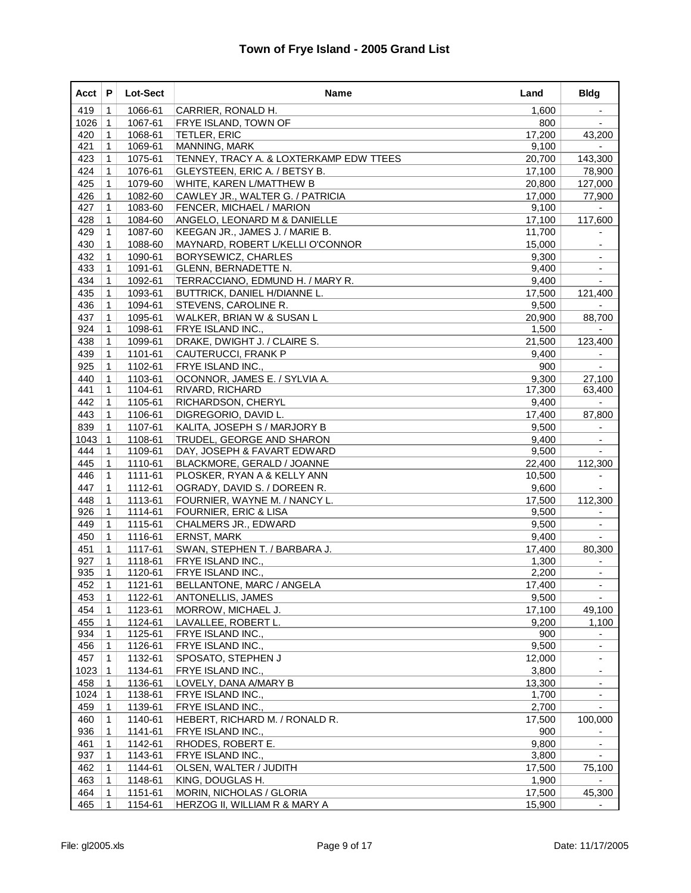# Town of Frye Island - 2005 Grand List

| Acct | P | Lot-Sect | Name | Land | Bldg |
|---|---|---|---|---|---|
| 419 | 1 | 1066-61 | CARRIER, RONALD H. | 1,600 | - |
| 1026 | 1 | 1067-61 | FRYE ISLAND, TOWN OF | 800 | - |
| 420 | 1 | 1068-61 | TETLER, ERIC | 17,200 | 43,200 |
| 421 | 1 | 1069-61 | MANNING, MARK | 9,100 | - |
| 423 | 1 | 1075-61 | TENNEY, TRACY A. & LOXTERKAMP EDW TTEES | 20,700 | 143,300 |
| 424 | 1 | 1076-61 | GLEYSTEEN, ERIC A. / BETSY B. | 17,100 | 78,900 |
| 425 | 1 | 1079-60 | WHITE, KAREN L/MATTHEW B | 20,800 | 127,000 |
| 426 | 1 | 1082-60 | CAWLEY JR., WALTER G. / PATRICIA | 17,000 | 77,900 |
| 427 | 1 | 1083-60 | FENCER, MICHAEL / MARION | 9,100 | - |
| 428 | 1 | 1084-60 | ANGELO, LEONARD M & DANIELLE | 17,100 | 117,600 |
| 429 | 1 | 1087-60 | KEEGAN JR., JAMES J. / MARIE B. | 11,700 | - |
| 430 | 1 | 1088-60 | MAYNARD, ROBERT L/KELLI O'CONNOR | 15,000 | - |
| 432 | 1 | 1090-61 | BORYSEWICZ, CHARLES | 9,300 | - |
| 433 | 1 | 1091-61 | GLENN, BERNADETTE N. | 9,400 | - |
| 434 | 1 | 1092-61 | TERRACCIANO, EDMUND H. / MARY R. | 9,400 | - |
| 435 | 1 | 1093-61 | BUTTRICK, DANIEL H/DIANNE L. | 17,500 | 121,400 |
| 436 | 1 | 1094-61 | STEVENS, CAROLINE R. | 9,500 | - |
| 437 | 1 | 1095-61 | WALKER, BRIAN W & SUSAN L | 20,900 | 88,700 |
| 924 | 1 | 1098-61 | FRYE ISLAND INC., | 1,500 | - |
| 438 | 1 | 1099-61 | DRAKE, DWIGHT J. / CLAIRE S. | 21,500 | 123,400 |
| 439 | 1 | 1101-61 | CAUTERUCCI, FRANK P | 9,400 | - |
| 925 | 1 | 1102-61 | FRYE ISLAND INC., | 900 | - |
| 440 | 1 | 1103-61 | OCONNOR, JAMES E. / SYLVIA A. | 9,300 | 27,100 |
| 441 | 1 | 1104-61 | RIVARD, RICHARD | 17,300 | 63,400 |
| 442 | 1 | 1105-61 | RICHARDSON, CHERYL | 9,400 | - |
| 443 | 1 | 1106-61 | DIGREGORIO, DAVID L. | 17,400 | 87,800 |
| 839 | 1 | 1107-61 | KALITA, JOSEPH S / MARJORY B | 9,500 | - |
| 1043 | 1 | 1108-61 | TRUDEL, GEORGE AND SHARON | 9,400 | - |
| 444 | 1 | 1109-61 | DAY, JOSEPH & FAVART EDWARD | 9,500 | - |
| 445 | 1 | 1110-61 | BLACKMORE, GERALD / JOANNE | 22,400 | 112,300 |
| 446 | 1 | 1111-61 | PLOSKER, RYAN A & KELLY ANN | 10,500 | - |
| 447 | 1 | 1112-61 | OGRADY, DAVID S. / DOREEN R. | 9,600 | - |
| 448 | 1 | 1113-61 | FOURNIER, WAYNE M. / NANCY L. | 17,500 | 112,300 |
| 926 | 1 | 1114-61 | FOURNIER, ERIC & LISA | 9,500 | - |
| 449 | 1 | 1115-61 | CHALMERS JR., EDWARD | 9,500 | - |
| 450 | 1 | 1116-61 | ERNST, MARK | 9,400 | - |
| 451 | 1 | 1117-61 | SWAN, STEPHEN T. / BARBARA J. | 17,400 | 80,300 |
| 927 | 1 | 1118-61 | FRYE ISLAND INC., | 1,300 | - |
| 935 | 1 | 1120-61 | FRYE ISLAND INC., | 2,200 | - |
| 452 | 1 | 1121-61 | BELLANTONE, MARC / ANGELA | 17,400 | - |
| 453 | 1 | 1122-61 | ANTONELLIS, JAMES | 9,500 | - |
| 454 | 1 | 1123-61 | MORROW, MICHAEL J. | 17,100 | 49,100 |
| 455 | 1 | 1124-61 | LAVALLEE, ROBERT L. | 9,200 | 1,100 |
| 934 | 1 | 1125-61 | FRYE ISLAND INC., | 900 | - |
| 456 | 1 | 1126-61 | FRYE ISLAND INC., | 9,500 | - |
| 457 | 1 | 1132-61 | SPOSATO, STEPHEN J | 12,000 | - |
| 1023 | 1 | 1134-61 | FRYE ISLAND INC., | 3,800 | - |
| 458 | 1 | 1136-61 | LOVELY, DANA A/MARY B | 13,300 | - |
| 1024 | 1 | 1138-61 | FRYE ISLAND INC., | 1,700 | - |
| 459 | 1 | 1139-61 | FRYE ISLAND INC., | 2,700 | - |
| 460 | 1 | 1140-61 | HEBERT, RICHARD M. / RONALD R. | 17,500 | 100,000 |
| 936 | 1 | 1141-61 | FRYE ISLAND INC., | 900 | - |
| 461 | 1 | 1142-61 | RHODES, ROBERT E. | 9,800 | - |
| 937 | 1 | 1143-61 | FRYE ISLAND INC., | 3,800 | - |
| 462 | 1 | 1144-61 | OLSEN, WALTER / JUDITH | 17,500 | 75,100 |
| 463 | 1 | 1148-61 | KING, DOUGLAS H. | 1,900 | - |
| 464 | 1 | 1151-61 | MORIN, NICHOLAS / GLORIA | 17,500 | 45,300 |
| 465 | 1 | 1154-61 | HERZOG II, WILLIAM R & MARY A | 15,900 | - |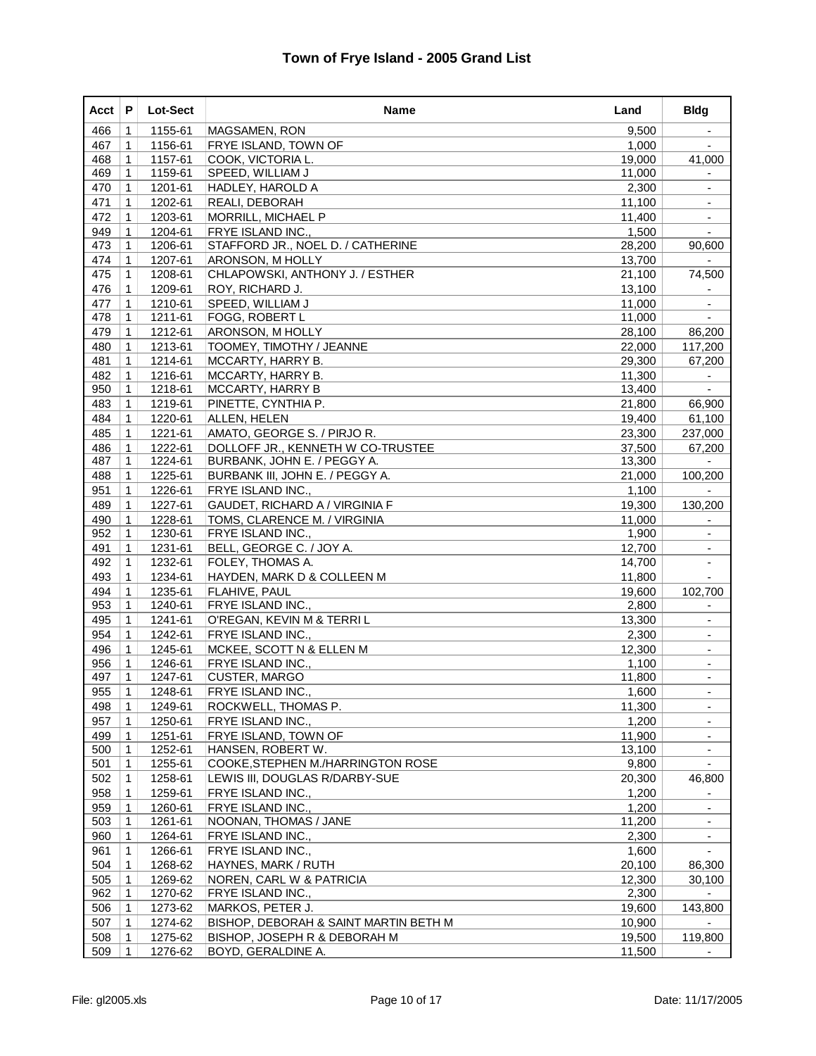# Town of Frye Island - 2005 Grand List

| Acct | P | Lot-Sect | Name | Land | Bldg |
|---|---|---|---|---|---|
| 466 | 1 | 1155-61 | MAGSAMEN, RON | 9,500 | - |
| 467 | 1 | 1156-61 | FRYE ISLAND, TOWN OF | 1,000 | - |
| 468 | 1 | 1157-61 | COOK, VICTORIA L. | 19,000 | 41,000 |
| 469 | 1 | 1159-61 | SPEED, WILLIAM J | 11,000 | - |
| 470 | 1 | 1201-61 | HADLEY, HAROLD A | 2,300 | - |
| 471 | 1 | 1202-61 | REALI, DEBORAH | 11,100 | - |
| 472 | 1 | 1203-61 | MORRILL, MICHAEL P | 11,400 | - |
| 949 | 1 | 1204-61 | FRYE ISLAND INC., | 1,500 | - |
| 473 | 1 | 1206-61 | STAFFORD JR., NOEL D. / CATHERINE | 28,200 | 90,600 |
| 474 | 1 | 1207-61 | ARONSON, M HOLLY | 13,700 | - |
| 475 | 1 | 1208-61 | CHLAPOWSKI, ANTHONY J. / ESTHER | 21,100 | 74,500 |
| 476 | 1 | 1209-61 | ROY, RICHARD J. | 13,100 | - |
| 477 | 1 | 1210-61 | SPEED, WILLIAM J | 11,000 | - |
| 478 | 1 | 1211-61 | FOGG, ROBERT L | 11,000 | - |
| 479 | 1 | 1212-61 | ARONSON, M HOLLY | 28,100 | 86,200 |
| 480 | 1 | 1213-61 | TOOMEY, TIMOTHY / JEANNE | 22,000 | 117,200 |
| 481 | 1 | 1214-61 | MCCARTY, HARRY B. | 29,300 | 67,200 |
| 482 | 1 | 1216-61 | MCCARTY, HARRY B. | 11,300 | - |
| 950 | 1 | 1218-61 | MCCARTY, HARRY B | 13,400 | - |
| 483 | 1 | 1219-61 | PINETTE, CYNTHIA P. | 21,800 | 66,900 |
| 484 | 1 | 1220-61 | ALLEN, HELEN | 19,400 | 61,100 |
| 485 | 1 | 1221-61 | AMATO, GEORGE S. / PIRJO R. | 23,300 | 237,000 |
| 486 | 1 | 1222-61 | DOLLOFF JR., KENNETH W CO-TRUSTEE | 37,500 | 67,200 |
| 487 | 1 | 1224-61 | BURBANK, JOHN E. / PEGGY A. | 13,300 | - |
| 488 | 1 | 1225-61 | BURBANK III, JOHN E. / PEGGY A. | 21,000 | 100,200 |
| 951 | 1 | 1226-61 | FRYE ISLAND INC., | 1,100 | - |
| 489 | 1 | 1227-61 | GAUDET, RICHARD A / VIRGINIA F | 19,300 | 130,200 |
| 490 | 1 | 1228-61 | TOMS, CLARENCE M. / VIRGINIA | 11,000 | - |
| 952 | 1 | 1230-61 | FRYE ISLAND INC., | 1,900 | - |
| 491 | 1 | 1231-61 | BELL, GEORGE C. / JOY A. | 12,700 | - |
| 492 | 1 | 1232-61 | FOLEY, THOMAS A. | 14,700 | - |
| 493 | 1 | 1234-61 | HAYDEN, MARK D & COLLEEN M | 11,800 | - |
| 494 | 1 | 1235-61 | FLAHIVE, PAUL | 19,600 | 102,700 |
| 953 | 1 | 1240-61 | FRYE ISLAND INC., | 2,800 | - |
| 495 | 1 | 1241-61 | O'REGAN, KEVIN M & TERRI L | 13,300 | - |
| 954 | 1 | 1242-61 | FRYE ISLAND INC., | 2,300 | - |
| 496 | 1 | 1245-61 | MCKEE, SCOTT N & ELLEN M | 12,300 | - |
| 956 | 1 | 1246-61 | FRYE ISLAND INC., | 1,100 | - |
| 497 | 1 | 1247-61 | CUSTER, MARGO | 11,800 | - |
| 955 | 1 | 1248-61 | FRYE ISLAND INC., | 1,600 | - |
| 498 | 1 | 1249-61 | ROCKWELL, THOMAS P. | 11,300 | - |
| 957 | 1 | 1250-61 | FRYE ISLAND INC., | 1,200 | - |
| 499 | 1 | 1251-61 | FRYE ISLAND, TOWN OF | 11,900 | - |
| 500 | 1 | 1252-61 | HANSEN, ROBERT W. | 13,100 | - |
| 501 | 1 | 1255-61 | COOKE,STEPHEN M./HARRINGTON ROSE | 9,800 | - |
| 502 | 1 | 1258-61 | LEWIS III, DOUGLAS R/DARBY-SUE | 20,300 | 46,800 |
| 958 | 1 | 1259-61 | FRYE ISLAND INC., | 1,200 | - |
| 959 | 1 | 1260-61 | FRYE ISLAND INC., | 1,200 | - |
| 503 | 1 | 1261-61 | NOONAN, THOMAS / JANE | 11,200 | - |
| 960 | 1 | 1264-61 | FRYE ISLAND INC., | 2,300 | - |
| 961 | 1 | 1266-61 | FRYE ISLAND INC., | 1,600 | - |
| 504 | 1 | 1268-62 | HAYNES, MARK / RUTH | 20,100 | 86,300 |
| 505 | 1 | 1269-62 | NOREN, CARL W & PATRICIA | 12,300 | 30,100 |
| 962 | 1 | 1270-62 | FRYE ISLAND INC., | 2,300 | - |
| 506 | 1 | 1273-62 | MARKOS, PETER J. | 19,600 | 143,800 |
| 507 | 1 | 1274-62 | BISHOP, DEBORAH & SAINT MARTIN BETH M | 10,900 | - |
| 508 | 1 | 1275-62 | BISHOP, JOSEPH R & DEBORAH M | 19,500 | 119,800 |
| 509 | 1 | 1276-62 | BOYD, GERALDINE A. | 11,500 | - |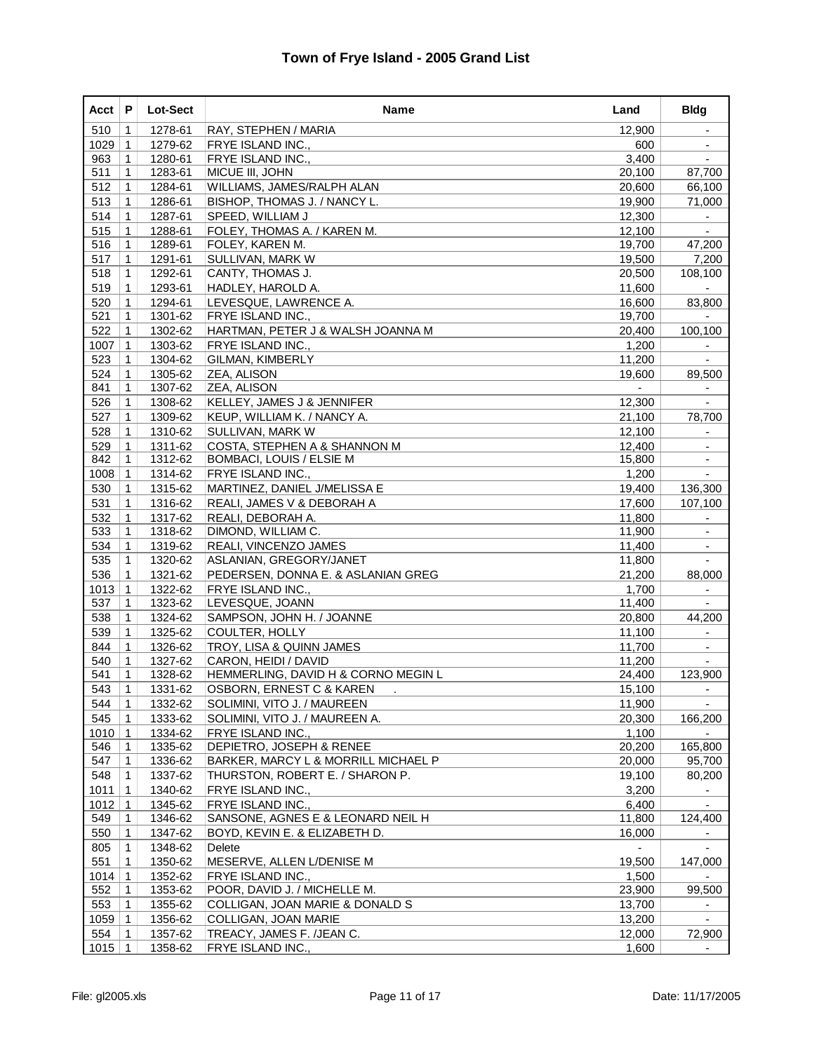# Town of Frye Island - 2005 Grand List

| Acct | P | Lot-Sect | Name | Land | Bldg |
|---|---|---|---|---|---|
| 510 | 1 | 1278-61 | RAY, STEPHEN / MARIA | 12,900 | - |
| 1029 | 1 | 1279-62 | FRYE ISLAND INC., | 600 | - |
| 963 | 1 | 1280-61 | FRYE ISLAND INC., | 3,400 | - |
| 511 | 1 | 1283-61 | MICUE III, JOHN | 20,100 | 87,700 |
| 512 | 1 | 1284-61 | WILLIAMS, JAMES/RALPH ALAN | 20,600 | 66,100 |
| 513 | 1 | 1286-61 | BISHOP, THOMAS J. / NANCY L. | 19,900 | 71,000 |
| 514 | 1 | 1287-61 | SPEED, WILLIAM J | 12,300 | - |
| 515 | 1 | 1288-61 | FOLEY, THOMAS A. / KAREN M. | 12,100 | - |
| 516 | 1 | 1289-61 | FOLEY, KAREN M. | 19,700 | 47,200 |
| 517 | 1 | 1291-61 | SULLIVAN, MARK W | 19,500 | 7,200 |
| 518 | 1 | 1292-61 | CANTY, THOMAS J. | 20,500 | 108,100 |
| 519 | 1 | 1293-61 | HADLEY, HAROLD A. | 11,600 | - |
| 520 | 1 | 1294-61 | LEVESQUE, LAWRENCE A. | 16,600 | 83,800 |
| 521 | 1 | 1301-62 | FRYE ISLAND INC., | 19,700 | - |
| 522 | 1 | 1302-62 | HARTMAN, PETER J & WALSH JOANNA M | 20,400 | 100,100 |
| 1007 | 1 | 1303-62 | FRYE ISLAND INC., | 1,200 | - |
| 523 | 1 | 1304-62 | GILMAN, KIMBERLY | 11,200 | - |
| 524 | 1 | 1305-62 | ZEA, ALISON | 19,600 | 89,500 |
| 841 | 1 | 1307-62 | ZEA, ALISON | - | - |
| 526 | 1 | 1308-62 | KELLEY, JAMES J & JENNIFER | 12,300 | - |
| 527 | 1 | 1309-62 | KEUP, WILLIAM K. / NANCY A. | 21,100 | 78,700 |
| 528 | 1 | 1310-62 | SULLIVAN, MARK W | 12,100 | - |
| 529 | 1 | 1311-62 | COSTA, STEPHEN A & SHANNON M | 12,400 | - |
| 842 | 1 | 1312-62 | BOMBACI, LOUIS / ELSIE M | 15,800 | - |
| 1008 | 1 | 1314-62 | FRYE ISLAND INC., | 1,200 | - |
| 530 | 1 | 1315-62 | MARTINEZ, DANIEL J/MELISSA E | 19,400 | 136,300 |
| 531 | 1 | 1316-62 | REALI, JAMES V & DEBORAH A | 17,600 | 107,100 |
| 532 | 1 | 1317-62 | REALI, DEBORAH A. | 11,800 | - |
| 533 | 1 | 1318-62 | DIMOND, WILLIAM C. | 11,900 | - |
| 534 | 1 | 1319-62 | REALI, VINCENZO JAMES | 11,400 | - |
| 535 | 1 | 1320-62 | ASLANIAN, GREGORY/JANET | 11,800 | - |
| 536 | 1 | 1321-62 | PEDERSEN, DONNA E. & ASLANIAN GREG | 21,200 | 88,000 |
| 1013 | 1 | 1322-62 | FRYE ISLAND INC., | 1,700 | - |
| 537 | 1 | 1323-62 | LEVESQUE, JOANN | 11,400 | - |
| 538 | 1 | 1324-62 | SAMPSON, JOHN H. / JOANNE | 20,800 | 44,200 |
| 539 | 1 | 1325-62 | COULTER, HOLLY | 11,100 | - |
| 844 | 1 | 1326-62 | TROY, LISA & QUINN JAMES | 11,700 | - |
| 540 | 1 | 1327-62 | CARON, HEIDI / DAVID | 11,200 | - |
| 541 | 1 | 1328-62 | HEMMERLING, DAVID H & CORNO MEGIN L | 24,400 | 123,900 |
| 543 | 1 | 1331-62 | OSBORN, ERNEST C & KAREN . | 15,100 | - |
| 544 | 1 | 1332-62 | SOLIMINI, VITO J. / MAUREEN | 11,900 | - |
| 545 | 1 | 1333-62 | SOLIMINI, VITO J. / MAUREEN A. | 20,300 | 166,200 |
| 1010 | 1 | 1334-62 | FRYE ISLAND INC., | 1,100 | - |
| 546 | 1 | 1335-62 | DEPIETRO, JOSEPH & RENEE | 20,200 | 165,800 |
| 547 | 1 | 1336-62 | BARKER, MARCY L & MORRILL MICHAEL P | 20,000 | 95,700 |
| 548 | 1 | 1337-62 | THURSTON, ROBERT E. / SHARON P. | 19,100 | 80,200 |
| 1011 | 1 | 1340-62 | FRYE ISLAND INC., | 3,200 | - |
| 1012 | 1 | 1345-62 | FRYE ISLAND INC., | 6,400 | - |
| 549 | 1 | 1346-62 | SANSONE, AGNES E & LEONARD NEIL H | 11,800 | 124,400 |
| 550 | 1 | 1347-62 | BOYD, KEVIN E. & ELIZABETH D. | 16,000 | - |
| 805 | 1 | 1348-62 | Delete | - | - |
| 551 | 1 | 1350-62 | MESERVE, ALLEN L/DENISE M | 19,500 | 147,000 |
| 1014 | 1 | 1352-62 | FRYE ISLAND INC., | 1,500 | - |
| 552 | 1 | 1353-62 | POOR, DAVID J. / MICHELLE M. | 23,900 | 99,500 |
| 553 | 1 | 1355-62 | COLLIGAN, JOAN MARIE & DONALD S | 13,700 | - |
| 1059 | 1 | 1356-62 | COLLIGAN, JOAN MARIE | 13,200 | - |
| 554 | 1 | 1357-62 | TREACY, JAMES F. /JEAN C. | 12,000 | 72,900 |
| 1015 | 1 | 1358-62 | FRYE ISLAND INC., | 1,600 | - |

File: gl2005.xls | Date: 11/17/2005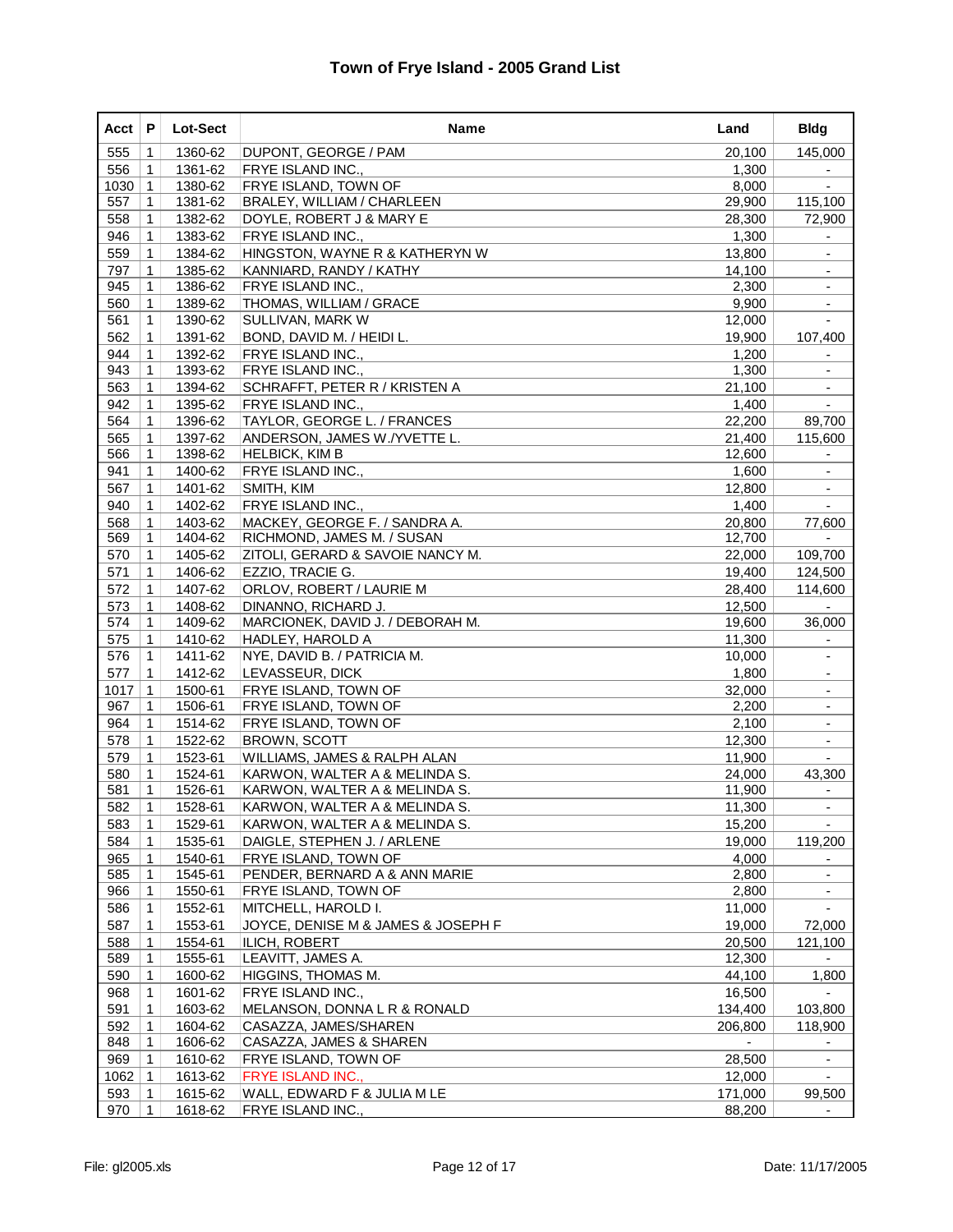# Town of Frye Island - 2005 Grand List

| Acct | P | Lot-Sect | Name | Land | Bldg |
|---|---|---|---|---|---|
| 555 | 1 | 1360-62 | DUPONT, GEORGE / PAM | 20,100 | 145,000 |
| 556 | 1 | 1361-62 | FRYE ISLAND INC., | 1,300 | - |
| 1030 | 1 | 1380-62 | FRYE ISLAND, TOWN OF | 8,000 | - |
| 557 | 1 | 1381-62 | BRALEY, WILLIAM / CHARLEEN | 29,900 | 115,100 |
| 558 | 1 | 1382-62 | DOYLE, ROBERT J & MARY E | 28,300 | 72,900 |
| 946 | 1 | 1383-62 | FRYE ISLAND INC., | 1,300 | - |
| 559 | 1 | 1384-62 | HINGSTON, WAYNE R & KATHERYN W | 13,800 | - |
| 797 | 1 | 1385-62 | KANNIARD, RANDY / KATHY | 14,100 | - |
| 945 | 1 | 1386-62 | FRYE ISLAND INC., | 2,300 | - |
| 560 | 1 | 1389-62 | THOMAS, WILLIAM / GRACE | 9,900 | - |
| 561 | 1 | 1390-62 | SULLIVAN, MARK W | 12,000 | - |
| 562 | 1 | 1391-62 | BOND, DAVID M. / HEIDI L. | 19,900 | 107,400 |
| 944 | 1 | 1392-62 | FRYE ISLAND INC., | 1,200 | - |
| 943 | 1 | 1393-62 | FRYE ISLAND INC., | 1,300 | - |
| 563 | 1 | 1394-62 | SCHRAFFT, PETER R / KRISTEN A | 21,100 | - |
| 942 | 1 | 1395-62 | FRYE ISLAND INC., | 1,400 | - |
| 564 | 1 | 1396-62 | TAYLOR, GEORGE L. / FRANCES | 22,200 | 89,700 |
| 565 | 1 | 1397-62 | ANDERSON, JAMES W./YVETTE L. | 21,400 | 115,600 |
| 566 | 1 | 1398-62 | HELBICK, KIM B | 12,600 | - |
| 941 | 1 | 1400-62 | FRYE ISLAND INC., | 1,600 | - |
| 567 | 1 | 1401-62 | SMITH, KIM | 12,800 | - |
| 940 | 1 | 1402-62 | FRYE ISLAND INC., | 1,400 | - |
| 568 | 1 | 1403-62 | MACKEY, GEORGE F. / SANDRA A. | 20,800 | 77,600 |
| 569 | 1 | 1404-62 | RICHMOND, JAMES M. / SUSAN | 12,700 | - |
| 570 | 1 | 1405-62 | ZITOLI, GERARD & SAVOIE NANCY M. | 22,000 | 109,700 |
| 571 | 1 | 1406-62 | EZZIO, TRACIE G. | 19,400 | 124,500 |
| 572 | 1 | 1407-62 | ORLOV, ROBERT / LAURIE M | 28,400 | 114,600 |
| 573 | 1 | 1408-62 | DINANNO, RICHARD J. | 12,500 | - |
| 574 | 1 | 1409-62 | MARCIONEK, DAVID J. / DEBORAH M. | 19,600 | 36,000 |
| 575 | 1 | 1410-62 | HADLEY, HAROLD A | 11,300 | - |
| 576 | 1 | 1411-62 | NYE, DAVID B. / PATRICIA M. | 10,000 | - |
| 577 | 1 | 1412-62 | LEVASSEUR, DICK | 1,800 | - |
| 1017 | 1 | 1500-61 | FRYE ISLAND, TOWN OF | 32,000 | - |
| 967 | 1 | 1506-61 | FRYE ISLAND, TOWN OF | 2,200 | - |
| 964 | 1 | 1514-62 | FRYE ISLAND, TOWN OF | 2,100 | - |
| 578 | 1 | 1522-62 | BROWN, SCOTT | 12,300 | - |
| 579 | 1 | 1523-61 | WILLIAMS, JAMES & RALPH ALAN | 11,900 | - |
| 580 | 1 | 1524-61 | KARWON, WALTER A & MELINDA S. | 24,000 | 43,300 |
| 581 | 1 | 1526-61 | KARWON, WALTER A & MELINDA S. | 11,900 | - |
| 582 | 1 | 1528-61 | KARWON, WALTER A & MELINDA S. | 11,300 | - |
| 583 | 1 | 1529-61 | KARWON, WALTER A & MELINDA S. | 15,200 | - |
| 584 | 1 | 1535-61 | DAIGLE, STEPHEN J. / ARLENE | 19,000 | 119,200 |
| 965 | 1 | 1540-61 | FRYE ISLAND, TOWN OF | 4,000 | - |
| 585 | 1 | 1545-61 | PENDER, BERNARD A & ANN MARIE | 2,800 | - |
| 966 | 1 | 1550-61 | FRYE ISLAND, TOWN OF | 2,800 | - |
| 586 | 1 | 1552-61 | MITCHELL, HAROLD I. | 11,000 | - |
| 587 | 1 | 1553-61 | JOYCE, DENISE M & JAMES & JOSEPH F | 19,000 | 72,000 |
| 588 | 1 | 1554-61 | ILICH, ROBERT | 20,500 | 121,100 |
| 589 | 1 | 1555-61 | LEAVITT, JAMES A. | 12,300 | - |
| 590 | 1 | 1600-62 | HIGGINS, THOMAS M. | 44,100 | 1,800 |
| 968 | 1 | 1601-62 | FRYE ISLAND INC., | 16,500 | - |
| 591 | 1 | 1603-62 | MELANSON, DONNA L R & RONALD | 134,400 | 103,800 |
| 592 | 1 | 1604-62 | CASAZZA, JAMES/SHAREN | 206,800 | 118,900 |
| 848 | 1 | 1606-62 | CASAZZA, JAMES & SHAREN | - | - |
| 969 | 1 | 1610-62 | FRYE ISLAND, TOWN OF | 28,500 | - |
| 1062 | 1 | 1613-62 | FRYE ISLAND INC., | 12,000 | - |
| 593 | 1 | 1615-62 | WALL, EDWARD F & JULIA M LE | 171,000 | 99,500 |
| 970 | 1 | 1618-62 | FRYE ISLAND INC., | 88,200 | - |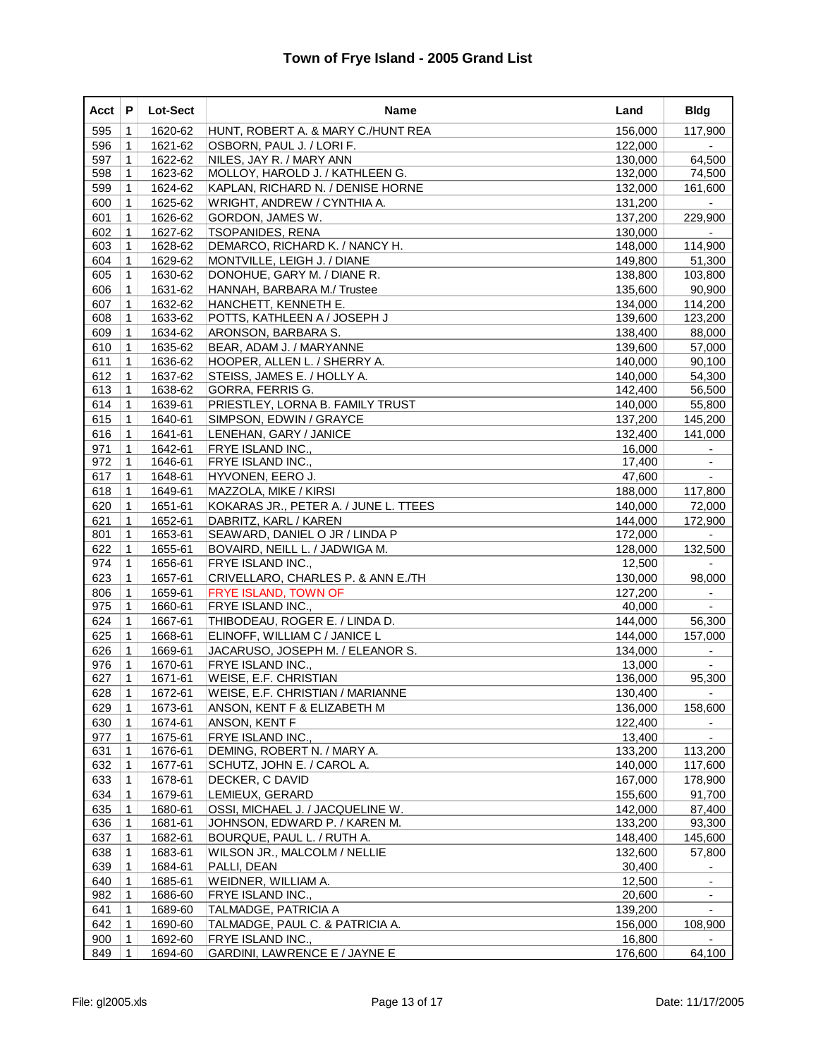# Town of Frye Island - 2005 Grand List

| Acct | P | Lot-Sect | Name | Land | Bldg |
|---|---|---|---|---|---|
| 595 | 1 | 1620-62 | HUNT, ROBERT A. & MARY C./HUNT REA | 156,000 | 117,900 |
| 596 | 1 | 1621-62 | OSBORN, PAUL J. / LORI F. | 122,000 | - |
| 597 | 1 | 1622-62 | NILES, JAY R. / MARY ANN | 130,000 | 64,500 |
| 598 | 1 | 1623-62 | MOLLOY, HAROLD J. / KATHLEEN G. | 132,000 | 74,500 |
| 599 | 1 | 1624-62 | KAPLAN, RICHARD N. / DENISE HORNE | 132,000 | 161,600 |
| 600 | 1 | 1625-62 | WRIGHT, ANDREW / CYNTHIA A. | 131,200 | - |
| 601 | 1 | 1626-62 | GORDON, JAMES W. | 137,200 | 229,900 |
| 602 | 1 | 1627-62 | TSOPANIDES, RENA | 130,000 | - |
| 603 | 1 | 1628-62 | DEMARCO, RICHARD K. / NANCY H. | 148,000 | 114,900 |
| 604 | 1 | 1629-62 | MONTVILLE, LEIGH J. / DIANE | 149,800 | 51,300 |
| 605 | 1 | 1630-62 | DONOHUE, GARY M. / DIANE R. | 138,800 | 103,800 |
| 606 | 1 | 1631-62 | HANNAH, BARBARA M./ Trustee | 135,600 | 90,900 |
| 607 | 1 | 1632-62 | HANCHETT, KENNETH E. | 134,000 | 114,200 |
| 608 | 1 | 1633-62 | POTTS, KATHLEEN A / JOSEPH J | 139,600 | 123,200 |
| 609 | 1 | 1634-62 | ARONSON, BARBARA S. | 138,400 | 88,000 |
| 610 | 1 | 1635-62 | BEAR, ADAM J. / MARYANNE | 139,600 | 57,000 |
| 611 | 1 | 1636-62 | HOOPER, ALLEN L. / SHERRY A. | 140,000 | 90,100 |
| 612 | 1 | 1637-62 | STEISS, JAMES E. / HOLLY A. | 140,000 | 54,300 |
| 613 | 1 | 1638-62 | GORRA, FERRIS G. | 142,400 | 56,500 |
| 614 | 1 | 1639-61 | PRIESTLEY, LORNA B. FAMILY TRUST | 140,000 | 55,800 |
| 615 | 1 | 1640-61 | SIMPSON, EDWIN / GRAYCE | 137,200 | 145,200 |
| 616 | 1 | 1641-61 | LENEHAN, GARY / JANICE | 132,400 | 141,000 |
| 971 | 1 | 1642-61 | FRYE ISLAND INC., | 16,000 | - |
| 972 | 1 | 1646-61 | FRYE ISLAND INC., | 17,400 | - |
| 617 | 1 | 1648-61 | HYVONEN, EERO J. | 47,600 | - |
| 618 | 1 | 1649-61 | MAZZOLA, MIKE / KIRSI | 188,000 | 117,800 |
| 620 | 1 | 1651-61 | KOKARAS JR., PETER A. / JUNE L. TTEES | 140,000 | 72,000 |
| 621 | 1 | 1652-61 | DABRITZ, KARL / KAREN | 144,000 | 172,900 |
| 801 | 1 | 1653-61 | SEAWARD, DANIEL O JR / LINDA P | 172,000 | - |
| 622 | 1 | 1655-61 | BOVAIRD, NEILL L. / JADWIGA M. | 128,000 | 132,500 |
| 974 | 1 | 1656-61 | FRYE ISLAND INC., | 12,500 | - |
| 623 | 1 | 1657-61 | CRIVELLARO, CHARLES P. & ANN E./TH | 130,000 | 98,000 |
| 806 | 1 | 1659-61 | FRYE ISLAND, TOWN OF | 127,200 | - |
| 975 | 1 | 1660-61 | FRYE ISLAND INC., | 40,000 | - |
| 624 | 1 | 1667-61 | THIBODEAU, ROGER E. / LINDA D. | 144,000 | 56,300 |
| 625 | 1 | 1668-61 | ELINOFF, WILLIAM C / JANICE L | 144,000 | 157,000 |
| 626 | 1 | 1669-61 | JACARUSO, JOSEPH M. / ELEANOR S. | 134,000 | - |
| 976 | 1 | 1670-61 | FRYE ISLAND INC., | 13,000 | - |
| 627 | 1 | 1671-61 | WEISE, E.F. CHRISTIAN | 136,000 | 95,300 |
| 628 | 1 | 1672-61 | WEISE, E.F. CHRISTIAN / MARIANNE | 130,400 | - |
| 629 | 1 | 1673-61 | ANSON, KENT F & ELIZABETH M | 136,000 | 158,600 |
| 630 | 1 | 1674-61 | ANSON, KENT F | 122,400 | - |
| 977 | 1 | 1675-61 | FRYE ISLAND INC., | 13,400 | - |
| 631 | 1 | 1676-61 | DEMING, ROBERT N. / MARY A. | 133,200 | 113,200 |
| 632 | 1 | 1677-61 | SCHUTZ, JOHN E. / CAROL A. | 140,000 | 117,600 |
| 633 | 1 | 1678-61 | DECKER, C DAVID | 167,000 | 178,900 |
| 634 | 1 | 1679-61 | LEMIEUX, GERARD | 155,600 | 91,700 |
| 635 | 1 | 1680-61 | OSSI, MICHAEL J. / JACQUELINE W. | 142,000 | 87,400 |
| 636 | 1 | 1681-61 | JOHNSON, EDWARD P. / KAREN M. | 133,200 | 93,300 |
| 637 | 1 | 1682-61 | BOURQUE, PAUL L. / RUTH A. | 148,400 | 145,600 |
| 638 | 1 | 1683-61 | WILSON JR., MALCOLM / NELLIE | 132,600 | 57,800 |
| 639 | 1 | 1684-61 | PALLI, DEAN | 30,400 | - |
| 640 | 1 | 1685-61 | WEIDNER, WILLIAM A. | 12,500 | - |
| 982 | 1 | 1686-60 | FRYE ISLAND INC., | 20,600 | - |
| 641 | 1 | 1689-60 | TALMADGE, PATRICIA A | 139,200 | - |
| 642 | 1 | 1690-60 | TALMADGE, PAUL C. & PATRICIA A. | 156,000 | 108,900 |
| 900 | 1 | 1692-60 | FRYE ISLAND INC., | 16,800 | - |
| 849 | 1 | 1694-60 | GARDINI, LAWRENCE E / JAYNE E | 176,600 | 64,100 |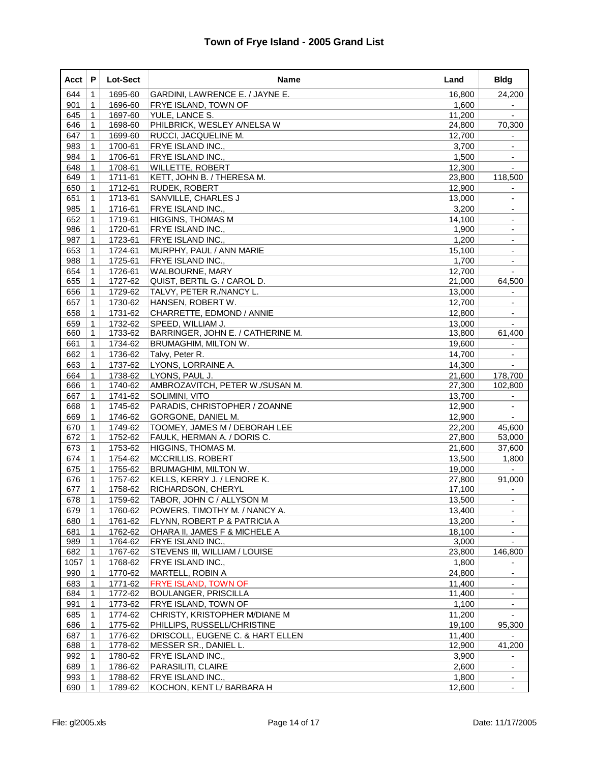# Town of Frye Island - 2005 Grand List

| Acct | P | Lot-Sect | Name | Land | Bldg |
|---|---|---|---|---|---|
| 644 | 1 | 1695-60 | GARDINI, LAWRENCE E. / JAYNE E. | 16,800 | 24,200 |
| 901 | 1 | 1696-60 | FRYE ISLAND, TOWN OF | 1,600 | - |
| 645 | 1 | 1697-60 | YULE, LANCE S. | 11,200 | - |
| 646 | 1 | 1698-60 | PHILBRICK, WESLEY A/NELSA W | 24,800 | 70,300 |
| 647 | 1 | 1699-60 | RUCCI, JACQUELINE M. | 12,700 | - |
| 983 | 1 | 1700-61 | FRYE ISLAND INC., | 3,700 | - |
| 984 | 1 | 1706-61 | FRYE ISLAND INC., | 1,500 | - |
| 648 | 1 | 1708-61 | WILLETTE, ROBERT | 12,300 | - |
| 649 | 1 | 1711-61 | KETT, JOHN B. / THERESA M. | 23,800 | 118,500 |
| 650 | 1 | 1712-61 | RUDEK, ROBERT | 12,900 | - |
| 651 | 1 | 1713-61 | SANVILLE, CHARLES J | 13,000 | - |
| 985 | 1 | 1716-61 | FRYE ISLAND INC., | 3,200 | - |
| 652 | 1 | 1719-61 | HIGGINS, THOMAS M | 14,100 | - |
| 986 | 1 | 1720-61 | FRYE ISLAND INC., | 1,900 | - |
| 987 | 1 | 1723-61 | FRYE ISLAND INC., | 1,200 | - |
| 653 | 1 | 1724-61 | MURPHY, PAUL / ANN MARIE | 15,100 | - |
| 988 | 1 | 1725-61 | FRYE ISLAND INC., | 1,700 | - |
| 654 | 1 | 1726-61 | WALBOURNE, MARY | 12,700 | - |
| 655 | 1 | 1727-62 | QUIST, BERTIL G. / CAROL D. | 21,000 | 64,500 |
| 656 | 1 | 1729-62 | TALVY, PETER R./NANCY L. | 13,000 | - |
| 657 | 1 | 1730-62 | HANSEN, ROBERT W. | 12,700 | - |
| 658 | 1 | 1731-62 | CHARRETTE, EDMOND / ANNIE | 12,800 | - |
| 659 | 1 | 1732-62 | SPEED, WILLIAM J. | 13,000 | - |
| 660 | 1 | 1733-62 | BARRINGER, JOHN E. / CATHERINE M. | 13,800 | 61,400 |
| 661 | 1 | 1734-62 | BRUMAGHIM, MILTON W. | 19,600 | - |
| 662 | 1 | 1736-62 | Talvy, Peter R. | 14,700 | - |
| 663 | 1 | 1737-62 | LYONS, LORRAINE A. | 14,300 | - |
| 664 | 1 | 1738-62 | LYONS, PAUL J. | 21,600 | 178,700 |
| 666 | 1 | 1740-62 | AMBROZAVITCH, PETER W./SUSAN M. | 27,300 | 102,800 |
| 667 | 1 | 1741-62 | SOLIMINI, VITO | 13,700 | - |
| 668 | 1 | 1745-62 | PARADIS, CHRISTOPHER / ZOANNE | 12,900 | - |
| 669 | 1 | 1746-62 | GORGONE, DANIEL M. | 12,900 | - |
| 670 | 1 | 1749-62 | TOOMEY, JAMES M / DEBORAH LEE | 22,200 | 45,600 |
| 672 | 1 | 1752-62 | FAULK, HERMAN A. / DORIS C. | 27,800 | 53,000 |
| 673 | 1 | 1753-62 | HIGGINS, THOMAS M. | 21,600 | 37,600 |
| 674 | 1 | 1754-62 | MCCRILLIS, ROBERT | 13,500 | 1,800 |
| 675 | 1 | 1755-62 | BRUMAGHIM, MILTON W. | 19,000 | - |
| 676 | 1 | 1757-62 | KELLS, KERRY J. / LENORE K. | 27,800 | 91,000 |
| 677 | 1 | 1758-62 | RICHARDSON, CHERYL | 17,100 | - |
| 678 | 1 | 1759-62 | TABOR, JOHN C / ALLYSON M | 13,500 | - |
| 679 | 1 | 1760-62 | POWERS, TIMOTHY M. / NANCY A. | 13,400 | - |
| 680 | 1 | 1761-62 | FLYNN, ROBERT P & PATRICIA A | 13,200 | - |
| 681 | 1 | 1762-62 | OHARA II, JAMES F & MICHELE A | 18,100 | - |
| 989 | 1 | 1764-62 | FRYE ISLAND INC., | 3,000 | - |
| 682 | 1 | 1767-62 | STEVENS III, WILLIAM / LOUISE | 23,800 | 146,800 |
| 1057 | 1 | 1768-62 | FRYE ISLAND INC., | 1,800 | - |
| 990 | 1 | 1770-62 | MARTELL, ROBIN A | 24,800 | - |
| 683 | 1 | 1771-62 | FRYE ISLAND, TOWN OF | 11,400 | - |
| 684 | 1 | 1772-62 | BOULANGER, PRISCILLA | 11,400 | - |
| 991 | 1 | 1773-62 | FRYE ISLAND, TOWN OF | 1,100 | - |
| 685 | 1 | 1774-62 | CHRISTY, KRISTOPHER M/DIANE M | 11,200 | - |
| 686 | 1 | 1775-62 | PHILLIPS, RUSSELL/CHRISTINE | 19,100 | 95,300 |
| 687 | 1 | 1776-62 | DRISCOLL, EUGENE C. & HART ELLEN | 11,400 | - |
| 688 | 1 | 1778-62 | MESSER SR., DANIEL L. | 12,900 | 41,200 |
| 992 | 1 | 1780-62 | FRYE ISLAND INC., | 3,900 | - |
| 689 | 1 | 1786-62 | PARASILITI, CLAIRE | 2,600 | - |
| 993 | 1 | 1788-62 | FRYE ISLAND INC., | 1,800 | - |
| 690 | 1 | 1789-62 | KOCHON, KENT L/ BARBARA H | 12,600 | - |

File: gl2005.xls | Date: 11/17/2005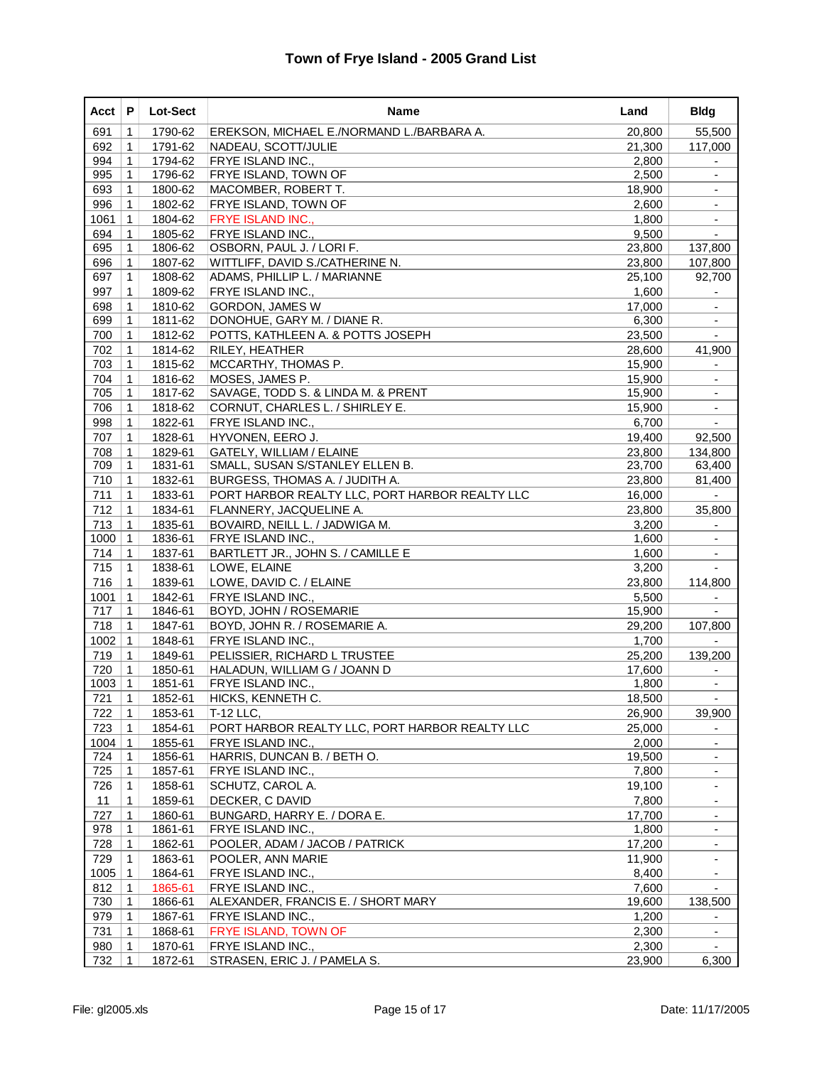# Town of Frye Island - 2005 Grand List

| Acct | P | Lot-Sect | Name | Land | Bldg |
|---|---|---|---|---|---|
| 691 | 1 | 1790-62 | EREKSON, MICHAEL E./NORMAND L./BARBARA A. | 20,800 | 55,500 |
| 692 | 1 | 1791-62 | NADEAU, SCOTT/JULIE | 21,300 | 117,000 |
| 994 | 1 | 1794-62 | FRYE ISLAND INC., | 2,800 | - |
| 995 | 1 | 1796-62 | FRYE ISLAND, TOWN OF | 2,500 | - |
| 693 | 1 | 1800-62 | MACOMBER, ROBERT T. | 18,900 | - |
| 996 | 1 | 1802-62 | FRYE ISLAND, TOWN OF | 2,600 | - |
| 1061 | 1 | 1804-62 | FRYE ISLAND INC., | 1,800 | - |
| 694 | 1 | 1805-62 | FRYE ISLAND INC., | 9,500 | - |
| 695 | 1 | 1806-62 | OSBORN, PAUL J. / LORI F. | 23,800 | 137,800 |
| 696 | 1 | 1807-62 | WITTLIFF, DAVID S./CATHERINE N. | 23,800 | 107,800 |
| 697 | 1 | 1808-62 | ADAMS, PHILLIP L. / MARIANNE | 25,100 | 92,700 |
| 997 | 1 | 1809-62 | FRYE ISLAND INC., | 1,600 | - |
| 698 | 1 | 1810-62 | GORDON, JAMES W | 17,000 | - |
| 699 | 1 | 1811-62 | DONOHUE, GARY M. / DIANE R. | 6,300 | - |
| 700 | 1 | 1812-62 | POTTS, KATHLEEN A. & POTTS JOSEPH | 23,500 | - |
| 702 | 1 | 1814-62 | RILEY, HEATHER | 28,600 | 41,900 |
| 703 | 1 | 1815-62 | MCCARTHY, THOMAS P. | 15,900 | - |
| 704 | 1 | 1816-62 | MOSES, JAMES P. | 15,900 | - |
| 705 | 1 | 1817-62 | SAVAGE, TODD S. & LINDA M. & PRENT | 15,900 | - |
| 706 | 1 | 1818-62 | CORNUT, CHARLES L. / SHIRLEY E. | 15,900 | - |
| 998 | 1 | 1822-61 | FRYE ISLAND INC., | 6,700 | - |
| 707 | 1 | 1828-61 | HYVONEN, EERO J. | 19,400 | 92,500 |
| 708 | 1 | 1829-61 | GATELY, WILLIAM / ELAINE | 23,800 | 134,800 |
| 709 | 1 | 1831-61 | SMALL, SUSAN S/STANLEY ELLEN B. | 23,700 | 63,400 |
| 710 | 1 | 1832-61 | BURGESS, THOMAS A. / JUDITH A. | 23,800 | 81,400 |
| 711 | 1 | 1833-61 | PORT HARBOR REALTY LLC, PORT HARBOR REALTY LLC | 16,000 | - |
| 712 | 1 | 1834-61 | FLANNERY, JACQUELINE A. | 23,800 | 35,800 |
| 713 | 1 | 1835-61 | BOVAIRD, NEILL L. / JADWIGA M. | 3,200 | - |
| 1000 | 1 | 1836-61 | FRYE ISLAND INC., | 1,600 | - |
| 714 | 1 | 1837-61 | BARTLETT JR., JOHN S. / CAMILLE E | 1,600 | - |
| 715 | 1 | 1838-61 | LOWE, ELAINE | 3,200 | - |
| 716 | 1 | 1839-61 | LOWE, DAVID C. / ELAINE | 23,800 | 114,800 |
| 1001 | 1 | 1842-61 | FRYE ISLAND INC., | 5,500 | - |
| 717 | 1 | 1846-61 | BOYD, JOHN / ROSEMARIE | 15,900 | - |
| 718 | 1 | 1847-61 | BOYD, JOHN R. / ROSEMARIE A. | 29,200 | 107,800 |
| 1002 | 1 | 1848-61 | FRYE ISLAND INC., | 1,700 | - |
| 719 | 1 | 1849-61 | PELISSIER, RICHARD L TRUSTEE | 25,200 | 139,200 |
| 720 | 1 | 1850-61 | HALADUN, WILLIAM G / JOANN D | 17,600 | - |
| 1003 | 1 | 1851-61 | FRYE ISLAND INC., | 1,800 | - |
| 721 | 1 | 1852-61 | HICKS, KENNETH C. | 18,500 | - |
| 722 | 1 | 1853-61 | T-12 LLC, | 26,900 | 39,900 |
| 723 | 1 | 1854-61 | PORT HARBOR REALTY LLC, PORT HARBOR REALTY LLC | 25,000 | - |
| 1004 | 1 | 1855-61 | FRYE ISLAND INC., | 2,000 | - |
| 724 | 1 | 1856-61 | HARRIS, DUNCAN B. / BETH O. | 19,500 | - |
| 725 | 1 | 1857-61 | FRYE ISLAND INC., | 7,800 | - |
| 726 | 1 | 1858-61 | SCHUTZ, CAROL A. | 19,100 | - |
| 11 | 1 | 1859-61 | DECKER, C DAVID | 7,800 | - |
| 727 | 1 | 1860-61 | BUNGARD, HARRY E. / DORA E. | 17,700 | - |
| 978 | 1 | 1861-61 | FRYE ISLAND INC., | 1,800 | - |
| 728 | 1 | 1862-61 | POOLER, ADAM / JACOB / PATRICK | 17,200 | - |
| 729 | 1 | 1863-61 | POOLER, ANN MARIE | 11,900 | - |
| 1005 | 1 | 1864-61 | FRYE ISLAND INC., | 8,400 | - |
| 812 | 1 | 1865-61 | FRYE ISLAND INC., | 7,600 | - |
| 730 | 1 | 1866-61 | ALEXANDER, FRANCIS E. / SHORT MARY | 19,600 | 138,500 |
| 979 | 1 | 1867-61 | FRYE ISLAND INC., | 1,200 | - |
| 731 | 1 | 1868-61 | FRYE ISLAND, TOWN OF | 2,300 | - |
| 980 | 1 | 1870-61 | FRYE ISLAND INC., | 2,300 | - |
| 732 | 1 | 1872-61 | STRASEN, ERIC J. / PAMELA S. | 23,900 | 6,300 |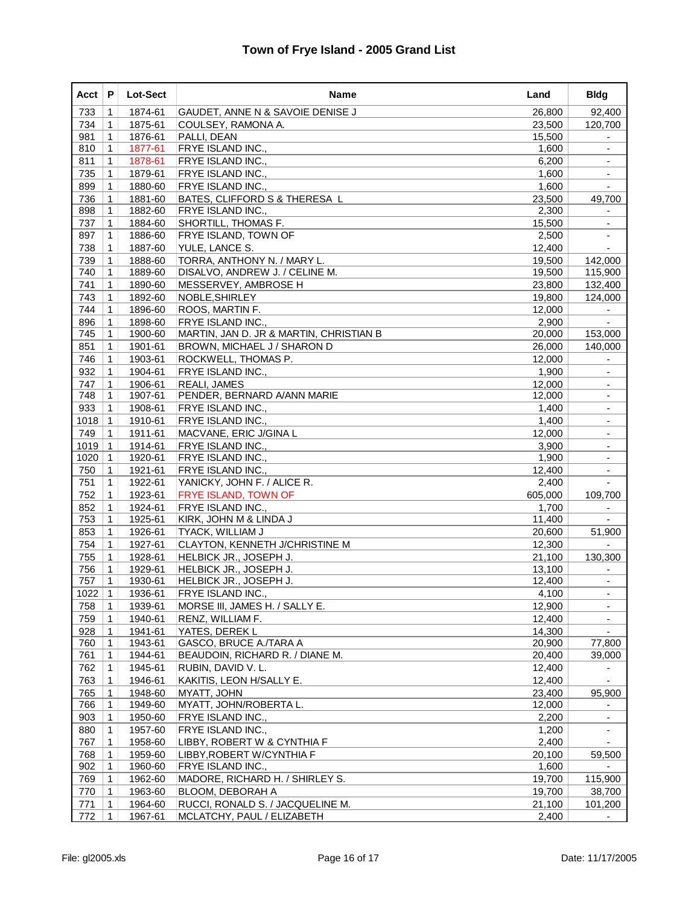# Town of Frye Island - 2005 Grand List

| Acct | P | Lot-Sect | Name | Land | Bldg |
|---|---|---|---|---|---|
| 733 | 1 | 1874-61 | GAUDET, ANNE N & SAVOIE DENISE J | 26,800 | 92,400 |
| 734 | 1 | 1875-61 | COULSEY, RAMONA A. | 23,500 | 120,700 |
| 981 | 1 | 1876-61 | PALLI, DEAN | 15,500 | - |
| 810 | 1 | 1877-61 | FRYE ISLAND INC., | 1,600 | - |
| 811 | 1 | 1878-61 | FRYE ISLAND INC., | 6,200 | - |
| 735 | 1 | 1879-61 | FRYE ISLAND INC., | 1,600 | - |
| 899 | 1 | 1880-60 | FRYE ISLAND INC., | 1,600 | - |
| 736 | 1 | 1881-60 | BATES, CLIFFORD S & THERESA L | 23,500 | 49,700 |
| 898 | 1 | 1882-60 | FRYE ISLAND INC., | 2,300 | - |
| 737 | 1 | 1884-60 | SHORTILL, THOMAS F. | 15,500 | - |
| 897 | 1 | 1886-60 | FRYE ISLAND, TOWN OF | 2,500 | - |
| 738 | 1 | 1887-60 | YULE, LANCE S. | 12,400 | - |
| 739 | 1 | 1888-60 | TORRA, ANTHONY N. / MARY L. | 19,500 | 142,000 |
| 740 | 1 | 1889-60 | DISALVO, ANDREW J. / CELINE M. | 19,500 | 115,900 |
| 741 | 1 | 1890-60 | MESSERVEY, AMBROSE H | 23,800 | 132,400 |
| 743 | 1 | 1892-60 | NOBLE,SHIRLEY | 19,800 | 124,000 |
| 744 | 1 | 1896-60 | ROOS, MARTIN F. | 12,000 | - |
| 896 | 1 | 1898-60 | FRYE ISLAND INC., | 2,900 | - |
| 745 | 1 | 1900-60 | MARTIN, JAN D. JR & MARTIN, CHRISTIAN B | 20,000 | 153,000 |
| 851 | 1 | 1901-61 | BROWN, MICHAEL J / SHARON D | 26,000 | 140,000 |
| 746 | 1 | 1903-61 | ROCKWELL, THOMAS P. | 12,000 | - |
| 932 | 1 | 1904-61 | FRYE ISLAND INC., | 1,900 | - |
| 747 | 1 | 1906-61 | REALI, JAMES | 12,000 | - |
| 748 | 1 | 1907-61 | PENDER, BERNARD A/ANN MARIE | 12,000 | - |
| 933 | 1 | 1908-61 | FRYE ISLAND INC., | 1,400 | - |
| 1018 | 1 | 1910-61 | FRYE ISLAND INC., | 1,400 | - |
| 749 | 1 | 1911-61 | MACVANE, ERIC J/GINA L | 12,000 | - |
| 1019 | 1 | 1914-61 | FRYE ISLAND INC., | 3,900 | - |
| 1020 | 1 | 1920-61 | FRYE ISLAND INC., | 1,900 | - |
| 750 | 1 | 1921-61 | FRYE ISLAND INC., | 12,400 | - |
| 751 | 1 | 1922-61 | YANICKY, JOHN F. / ALICE R. | 2,400 | - |
| 752 | 1 | 1923-61 | FRYE ISLAND, TOWN OF | 605,000 | 109,700 |
| 852 | 1 | 1924-61 | FRYE ISLAND INC., | 1,700 | - |
| 753 | 1 | 1925-61 | KIRK, JOHN M & LINDA J | 11,400 | - |
| 853 | 1 | 1926-61 | TYACK, WILLIAM J | 20,600 | 51,900 |
| 754 | 1 | 1927-61 | CLAYTON, KENNETH J/CHRISTINE M | 12,300 | - |
| 755 | 1 | 1928-61 | HELBICK JR., JOSEPH J. | 21,100 | 130,300 |
| 756 | 1 | 1929-61 | HELBICK JR., JOSEPH J. | 13,100 | - |
| 757 | 1 | 1930-61 | HELBICK JR., JOSEPH J. | 12,400 | - |
| 1022 | 1 | 1936-61 | FRYE ISLAND INC., | 4,100 | - |
| 758 | 1 | 1939-61 | MORSE III, JAMES H. / SALLY E. | 12,900 | - |
| 759 | 1 | 1940-61 | RENZ, WILLIAM F. | 12,400 | - |
| 928 | 1 | 1941-61 | YATES, DEREK L | 14,300 | - |
| 760 | 1 | 1943-61 | GASCO, BRUCE A./TARA A | 20,900 | 77,800 |
| 761 | 1 | 1944-61 | BEAUDOIN, RICHARD R. / DIANE M. | 20,400 | 39,000 |
| 762 | 1 | 1945-61 | RUBIN, DAVID V. L. | 12,400 | - |
| 763 | 1 | 1946-61 | KAKITIS, LEON H/SALLY E. | 12,400 | - |
| 765 | 1 | 1948-60 | MYATT, JOHN | 23,400 | 95,900 |
| 766 | 1 | 1949-60 | MYATT, JOHN/ROBERTA L. | 12,000 | - |
| 903 | 1 | 1950-60 | FRYE ISLAND INC., | 2,200 | - |
| 880 | 1 | 1957-60 | FRYE ISLAND INC., | 1,200 | - |
| 767 | 1 | 1958-60 | LIBBY, ROBERT W & CYNTHIA F | 2,400 | - |
| 768 | 1 | 1959-60 | LIBBY,ROBERT W/CYNTHIA F | 20,100 | 59,500 |
| 902 | 1 | 1960-60 | FRYE ISLAND INC., | 1,600 | - |
| 769 | 1 | 1962-60 | MADORE, RICHARD H. / SHIRLEY S. | 19,700 | 115,900 |
| 770 | 1 | 1963-60 | BLOOM, DEBORAH A | 19,700 | 38,700 |
| 771 | 1 | 1964-60 | RUCCI, RONALD S. / JACQUELINE M. | 21,100 | 101,200 |
| 772 | 1 | 1967-61 | MCLATCHY, PAUL / ELIZABETH | 2,400 | - |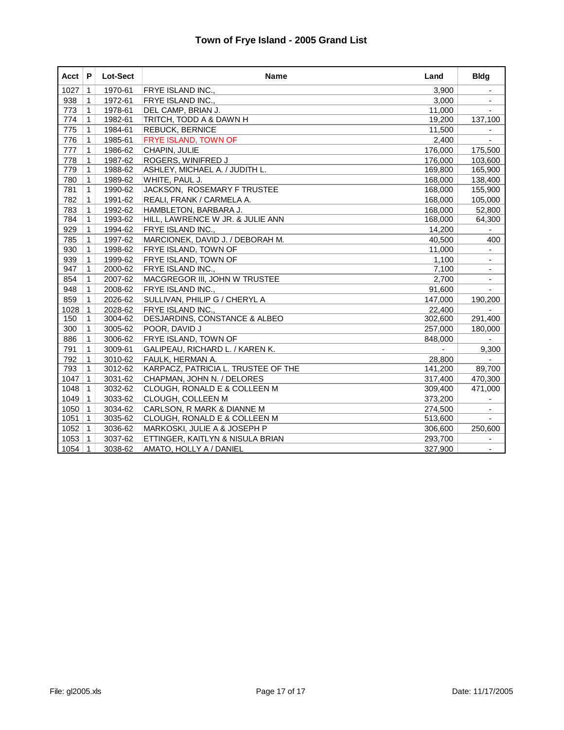# Town of Frye Island - 2005 Grand List

| Acct | P | Lot-Sect | Name | Land | Bldg |
|---|---|---|---|---|---|
| 1027 | 1 | 1970-61 | FRYE ISLAND INC., | 3,900 | - |
| 938 | 1 | 1972-61 | FRYE ISLAND INC., | 3,000 | - |
| 773 | 1 | 1978-61 | DEL CAMP, BRIAN J. | 11,000 | - |
| 774 | 1 | 1982-61 | TRITCH, TODD A & DAWN H | 19,200 | 137,100 |
| 775 | 1 | 1984-61 | REBUCK, BERNICE | 11,500 | - |
| 776 | 1 | 1985-61 | FRYE ISLAND, TOWN OF | 2,400 | - |
| 777 | 1 | 1986-62 | CHAPIN, JULIE | 176,000 | 175,500 |
| 778 | 1 | 1987-62 | ROGERS, WINIFRED J | 176,000 | 103,600 |
| 779 | 1 | 1988-62 | ASHLEY, MICHAEL A. / JUDITH L. | 169,800 | 165,900 |
| 780 | 1 | 1989-62 | WHITE, PAUL J. | 168,000 | 138,400 |
| 781 | 1 | 1990-62 | JACKSON, ROSEMARY F TRUSTEE | 168,000 | 155,900 |
| 782 | 1 | 1991-62 | REALI, FRANK / CARMELA A. | 168,000 | 105,000 |
| 783 | 1 | 1992-62 | HAMBLETON, BARBARA J. | 168,000 | 52,800 |
| 784 | 1 | 1993-62 | HILL, LAWRENCE W JR. & JULIE ANN | 168,000 | 64,300 |
| 929 | 1 | 1994-62 | FRYE ISLAND INC., | 14,200 | - |
| 785 | 1 | 1997-62 | MARCIONEK, DAVID J. / DEBORAH M. | 40,500 | 400 |
| 930 | 1 | 1998-62 | FRYE ISLAND, TOWN OF | 11,000 | - |
| 939 | 1 | 1999-62 | FRYE ISLAND, TOWN OF | 1,100 | - |
| 947 | 1 | 2000-62 | FRYE ISLAND INC., | 7,100 | - |
| 854 | 1 | 2007-62 | MACGREGOR III, JOHN W TRUSTEE | 2,700 | - |
| 948 | 1 | 2008-62 | FRYE ISLAND INC., | 91,600 | - |
| 859 | 1 | 2026-62 | SULLIVAN, PHILIP G / CHERYL A | 147,000 | 190,200 |
| 1028 | 1 | 2028-62 | FRYE ISLAND INC., | 22,400 | - |
| 150 | 1 | 3004-62 | DESJARDINS, CONSTANCE & ALBEO | 302,600 | 291,400 |
| 300 | 1 | 3005-62 | POOR, DAVID J | 257,000 | 180,000 |
| 886 | 1 | 3006-62 | FRYE ISLAND, TOWN OF | 848,000 | - |
| 791 | 1 | 3009-61 | GALIPEAU, RICHARD L. / KAREN K. | - | 9,300 |
| 792 | 1 | 3010-62 | FAULK, HERMAN A. | 28,800 | - |
| 793 | 1 | 3012-62 | KARPACZ, PATRICIA L. TRUSTEE OF THE | 141,200 | 89,700 |
| 1047 | 1 | 3031-62 | CHAPMAN, JOHN N. / DELORES | 317,400 | 470,300 |
| 1048 | 1 | 3032-62 | CLOUGH, RONALD E & COLLEEN M | 309,400 | 471,000 |
| 1049 | 1 | 3033-62 | CLOUGH, COLLEEN M | 373,200 | - |
| 1050 | 1 | 3034-62 | CARLSON, R MARK & DIANNE M | 274,500 | - |
| 1051 | 1 | 3035-62 | CLOUGH, RONALD E & COLLEEN M | 513,600 | - |
| 1052 | 1 | 3036-62 | MARKOSKI, JULIE A & JOSEPH P | 306,600 | 250,600 |
| 1053 | 1 | 3037-62 | ETTINGER, KAITLYN & NISULA BRIAN | 293,700 | - |
| 1054 | 1 | 3038-62 | AMATO, HOLLY A / DANIEL | 327,900 | - |

File: gl2005.xls Date: 11/17/2005